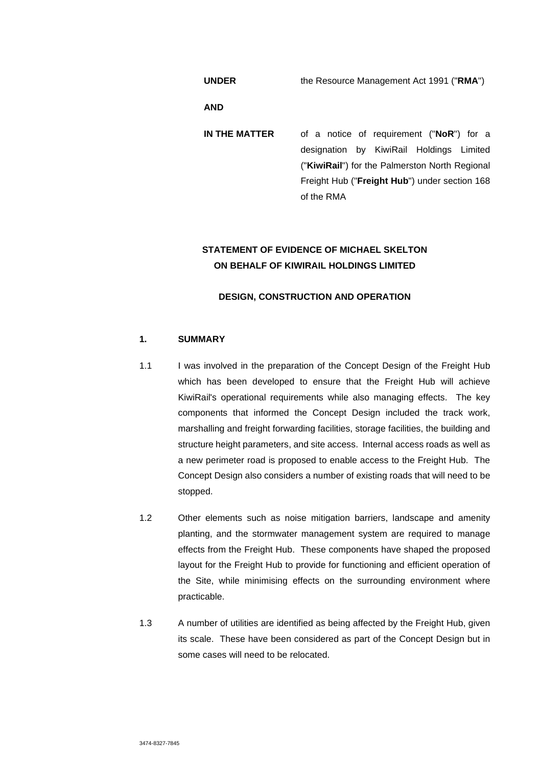| | |
|---|---|
| **UNDER** | the Resource Management Act 1991 ("**RMA**") |
| **AND** | |
| **IN THE MATTER** | of a notice of requirement ("**NoR**") for a designation by KiwiRail Holdings Limited ("**KiwiRail**") for the Palmerston North Regional Freight Hub ("**Freight Hub**") under section 168 of the RMA |

**STATEMENT OF EVIDENCE OF MICHAEL SKELTON ON BEHALF OF KIWIRAIL HOLDINGS LIMITED**

**DESIGN, CONSTRUCTION AND OPERATION**

## 1. SUMMARY

1.1 I was involved in the preparation of the Concept Design of the Freight Hub which has been developed to ensure that the Freight Hub will achieve KiwiRail's operational requirements while also managing effects. The key components that informed the Concept Design included the track work, marshalling and freight forwarding facilities, storage facilities, the building and structure height parameters, and site access. Internal access roads as well as a new perimeter road is proposed to enable access to the Freight Hub. The Concept Design also considers a number of existing roads that will need to be stopped.

1.2 Other elements such as noise mitigation barriers, landscape and amenity planting, and the stormwater management system are required to manage effects from the Freight Hub. These components have shaped the proposed layout for the Freight Hub to provide for functioning and efficient operation of the Site, while minimising effects on the surrounding environment where practicable.

1.3 A number of utilities are identified as being affected by the Freight Hub, given its scale. These have been considered as part of the Concept Design but in some cases will need to be relocated.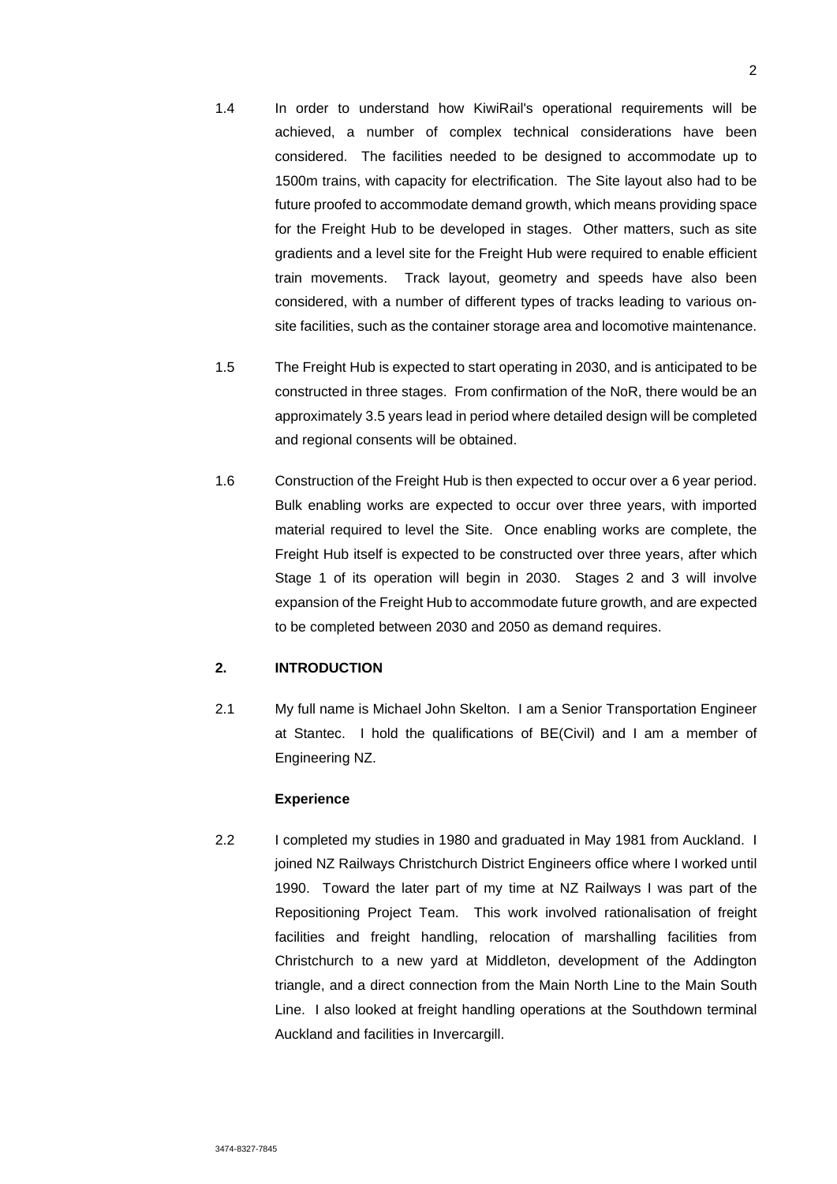1.4 In order to understand how KiwiRail's operational requirements will be achieved, a number of complex technical considerations have been considered. The facilities needed to be designed to accommodate up to 1500m trains, with capacity for electrification. The Site layout also had to be future proofed to accommodate demand growth, which means providing space for the Freight Hub to be developed in stages. Other matters, such as site gradients and a level site for the Freight Hub were required to enable efficient train movements. Track layout, geometry and speeds have also been considered, with a number of different types of tracks leading to various on-site facilities, such as the container storage area and locomotive maintenance.

1.5 The Freight Hub is expected to start operating in 2030, and is anticipated to be constructed in three stages. From confirmation of the NoR, there would be an approximately 3.5 years lead in period where detailed design will be completed and regional consents will be obtained.

1.6 Construction of the Freight Hub is then expected to occur over a 6 year period. Bulk enabling works are expected to occur over three years, with imported material required to level the Site. Once enabling works are complete, the Freight Hub itself is expected to be constructed over three years, after which Stage 1 of its operation will begin in 2030. Stages 2 and 3 will involve expansion of the Freight Hub to accommodate future growth, and are expected to be completed between 2030 and 2050 as demand requires.

## 2. INTRODUCTION

2.1 My full name is Michael John Skelton. I am a Senior Transportation Engineer at Stantec. I hold the qualifications of BE(Civil) and I am a member of Engineering NZ.

**Experience**

2.2 I completed my studies in 1980 and graduated in May 1981 from Auckland. I joined NZ Railways Christchurch District Engineers office where I worked until 1990. Toward the later part of my time at NZ Railways I was part of the Repositioning Project Team. This work involved rationalisation of freight facilities and freight handling, relocation of marshalling facilities from Christchurch to a new yard at Middleton, development of the Addington triangle, and a direct connection from the Main North Line to the Main South Line. I also looked at freight handling operations at the Southdown terminal Auckland and facilities in Invercargill.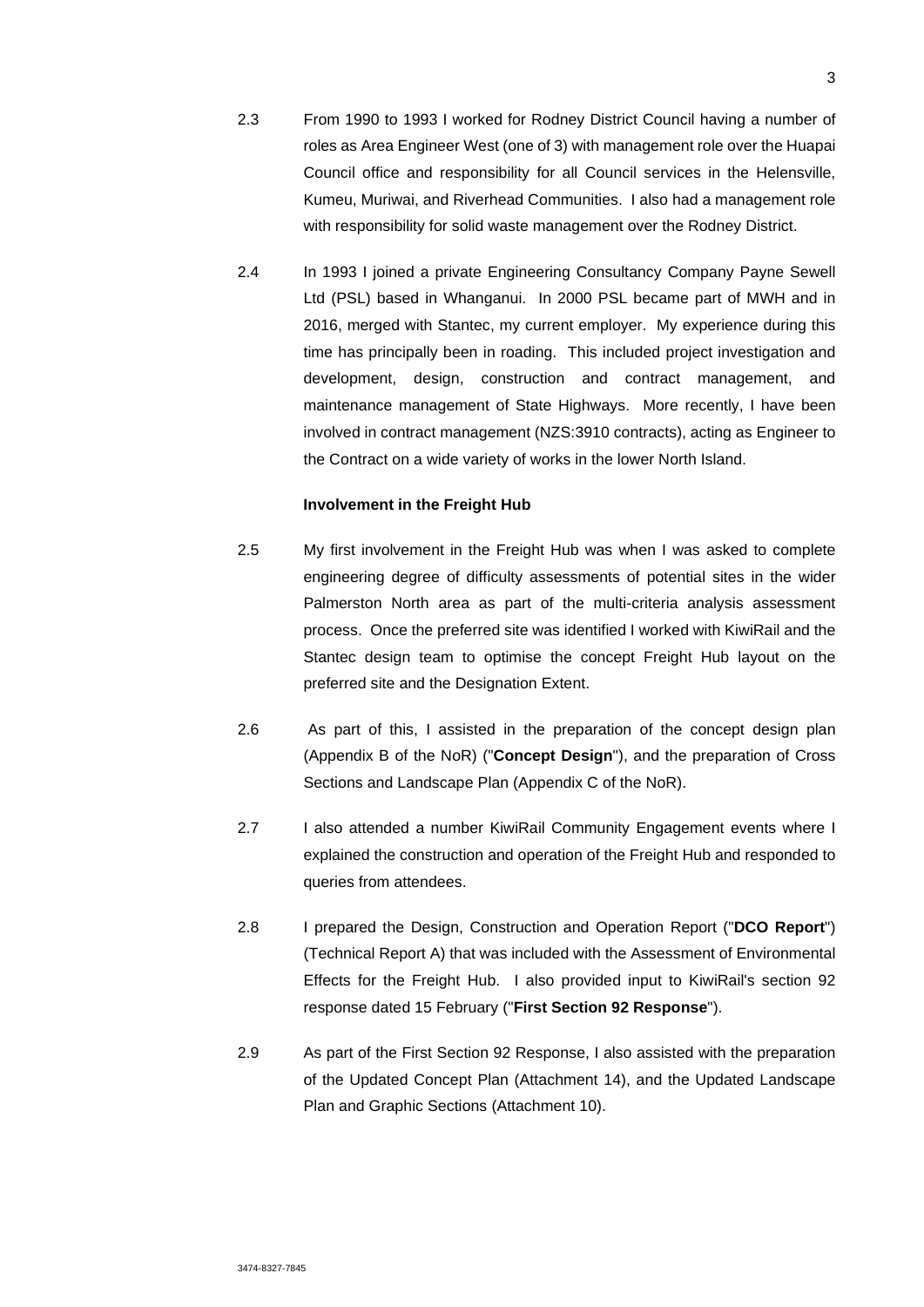2.3 From 1990 to 1993 I worked for Rodney District Council having a number of roles as Area Engineer West (one of 3) with management role over the Huapai Council office and responsibility for all Council services in the Helensville, Kumeu, Muriwai, and Riverhead Communities. I also had a management role with responsibility for solid waste management over the Rodney District.

2.4 In 1993 I joined a private Engineering Consultancy Company Payne Sewell Ltd (PSL) based in Whanganui. In 2000 PSL became part of MWH and in 2016, merged with Stantec, my current employer. My experience during this time has principally been in roading. This included project investigation and development, design, construction and contract management, and maintenance management of State Highways. More recently, I have been involved in contract management (NZS:3910 contracts), acting as Engineer to the Contract on a wide variety of works in the lower North Island.

**Involvement in the Freight Hub**

2.5 My first involvement in the Freight Hub was when I was asked to complete engineering degree of difficulty assessments of potential sites in the wider Palmerston North area as part of the multi-criteria analysis assessment process. Once the preferred site was identified I worked with KiwiRail and the Stantec design team to optimise the concept Freight Hub layout on the preferred site and the Designation Extent.

2.6 As part of this, I assisted in the preparation of the concept design plan (Appendix B of the NoR) ("**Concept Design**"), and the preparation of Cross Sections and Landscape Plan (Appendix C of the NoR).

2.7 I also attended a number KiwiRail Community Engagement events where I explained the construction and operation of the Freight Hub and responded to queries from attendees.

2.8 I prepared the Design, Construction and Operation Report ("**DCO Report**") (Technical Report A) that was included with the Assessment of Environmental Effects for the Freight Hub. I also provided input to KiwiRail's section 92 response dated 15 February ("**First Section 92 Response**").

2.9 As part of the First Section 92 Response, I also assisted with the preparation of the Updated Concept Plan (Attachment 14), and the Updated Landscape Plan and Graphic Sections (Attachment 10).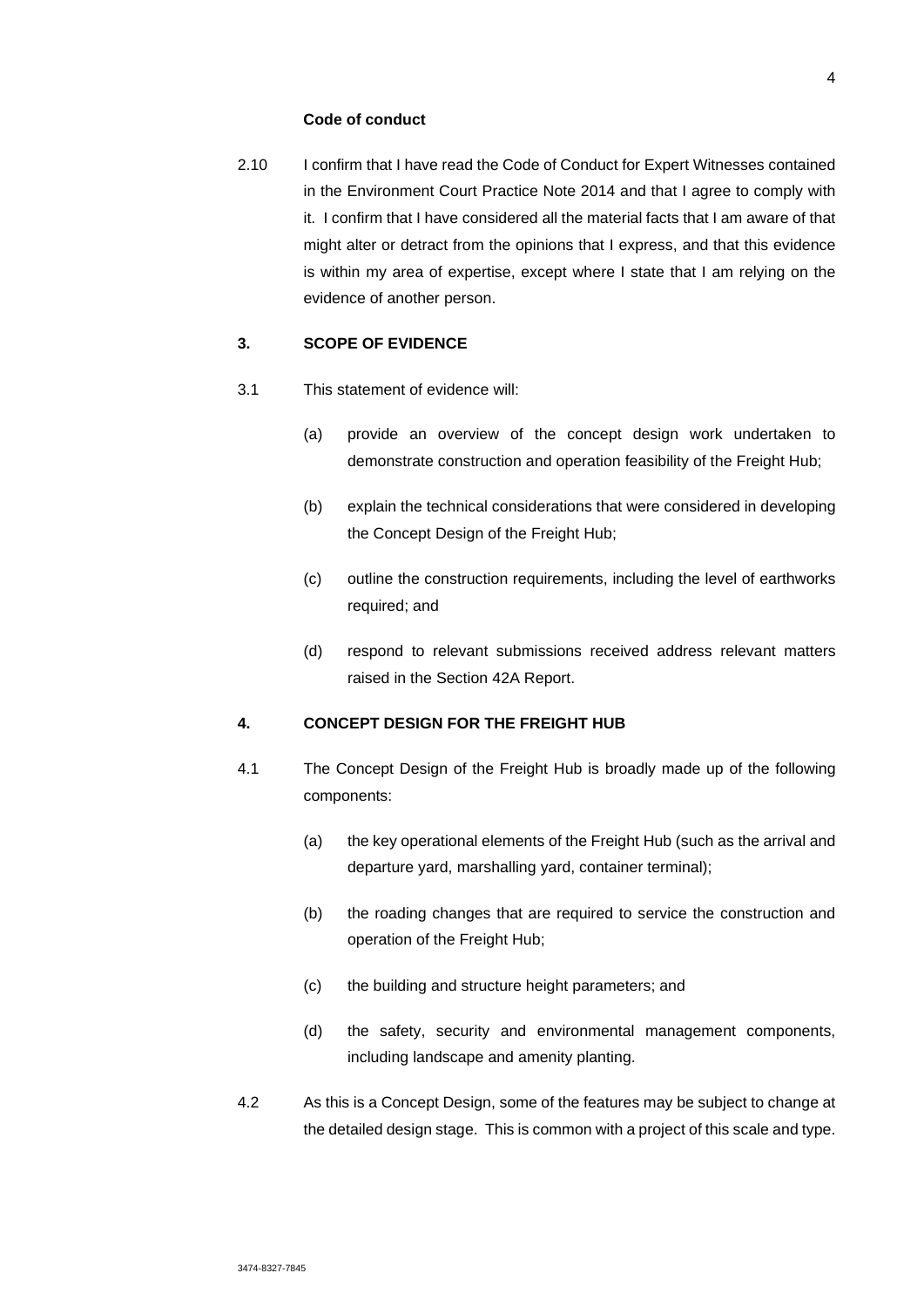**Code of conduct**

2.10 I confirm that I have read the Code of Conduct for Expert Witnesses contained in the Environment Court Practice Note 2014 and that I agree to comply with it. I confirm that I have considered all the material facts that I am aware of that might alter or detract from the opinions that I express, and that this evidence is within my area of expertise, except where I state that I am relying on the evidence of another person.

## 3. SCOPE OF EVIDENCE

3.1 This statement of evidence will:

(a) provide an overview of the concept design work undertaken to demonstrate construction and operation feasibility of the Freight Hub;

(b) explain the technical considerations that were considered in developing the Concept Design of the Freight Hub;

(c) outline the construction requirements, including the level of earthworks required; and

(d) respond to relevant submissions received address relevant matters raised in the Section 42A Report.

## 4. CONCEPT DESIGN FOR THE FREIGHT HUB

4.1 The Concept Design of the Freight Hub is broadly made up of the following components:

(a) the key operational elements of the Freight Hub (such as the arrival and departure yard, marshalling yard, container terminal);

(b) the roading changes that are required to service the construction and operation of the Freight Hub;

(c) the building and structure height parameters; and

(d) the safety, security and environmental management components, including landscape and amenity planting.

4.2 As this is a Concept Design, some of the features may be subject to change at the detailed design stage. This is common with a project of this scale and type.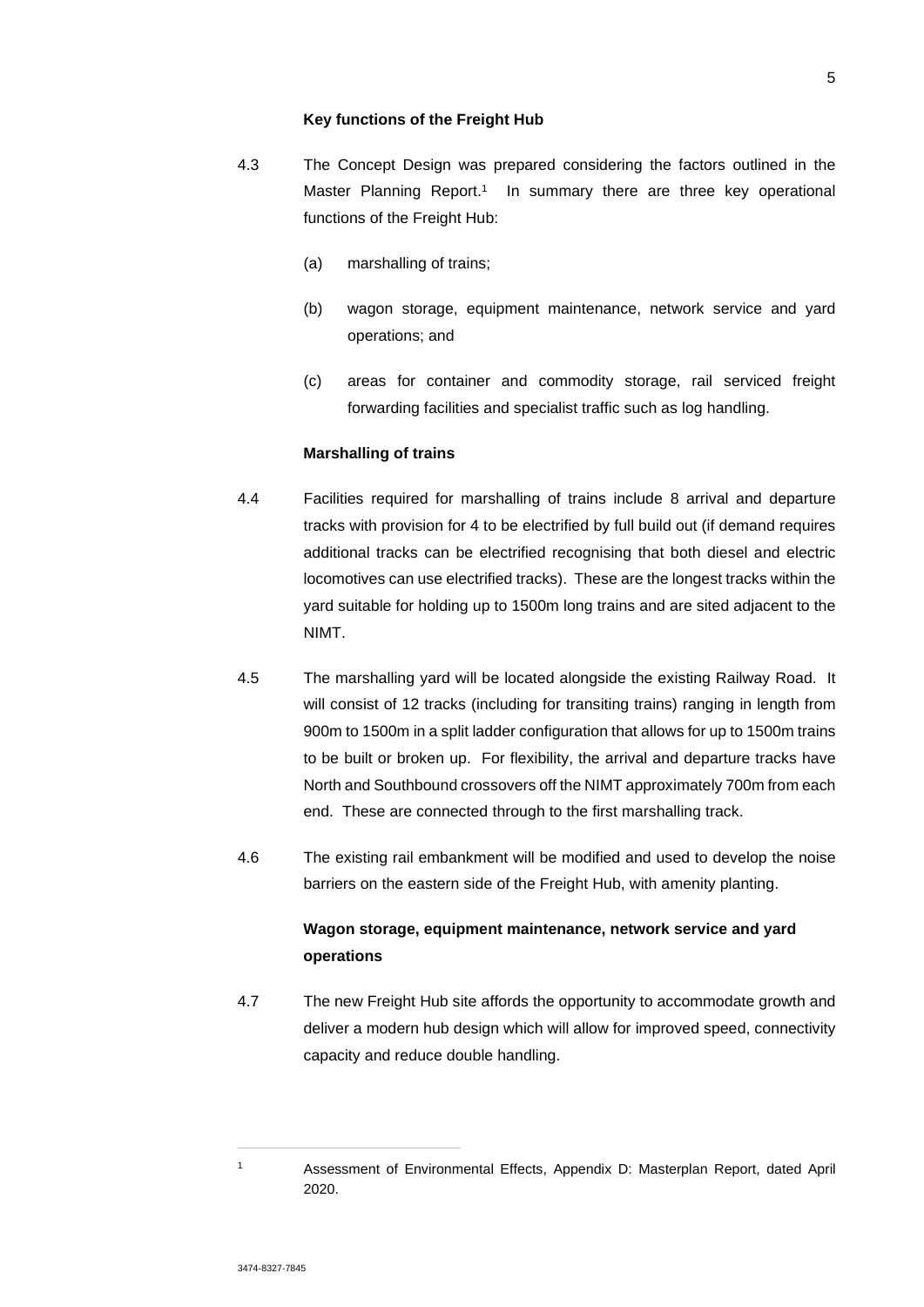**Key functions of the Freight Hub**

4.3 The Concept Design was prepared considering the factors outlined in the Master Planning Report.[1] In summary there are three key operational functions of the Freight Hub:

(a) marshalling of trains;

(b) wagon storage, equipment maintenance, network service and yard operations; and

(c) areas for container and commodity storage, rail serviced freight forwarding facilities and specialist traffic such as log handling.

**Marshalling of trains**

4.4 Facilities required for marshalling of trains include 8 arrival and departure tracks with provision for 4 to be electrified by full build out (if demand requires additional tracks can be electrified recognising that both diesel and electric locomotives can use electrified tracks). These are the longest tracks within the yard suitable for holding up to 1500m long trains and are sited adjacent to the NIMT.

4.5 The marshalling yard will be located alongside the existing Railway Road. It will consist of 12 tracks (including for transiting trains) ranging in length from 900m to 1500m in a split ladder configuration that allows for up to 1500m trains to be built or broken up. For flexibility, the arrival and departure tracks have North and Southbound crossovers off the NIMT approximately 700m from each end. These are connected through to the first marshalling track.

4.6 The existing rail embankment will be modified and used to develop the noise barriers on the eastern side of the Freight Hub, with amenity planting.

**Wagon storage, equipment maintenance, network service and yard operations**

4.7 The new Freight Hub site affords the opportunity to accommodate growth and deliver a modern hub design which will allow for improved speed, connectivity capacity and reduce double handling.

---

[1] Assessment of Environmental Effects, Appendix D: Masterplan Report, dated April 2020.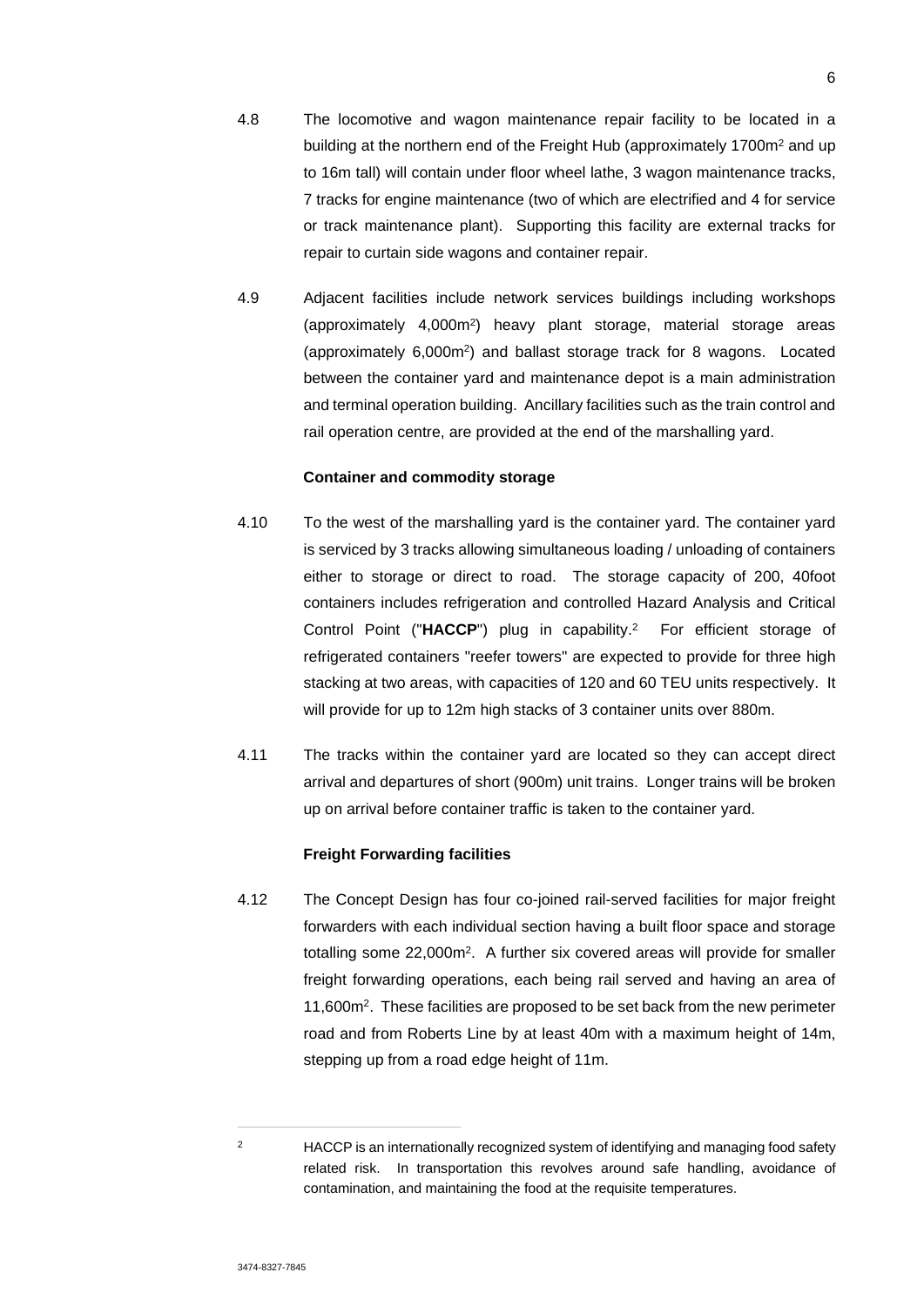4.8 The locomotive and wagon maintenance repair facility to be located in a building at the northern end of the Freight Hub (approximately 1700m$^2$ and up to 16m tall) will contain under floor wheel lathe, 3 wagon maintenance tracks, 7 tracks for engine maintenance (two of which are electrified and 4 for service or track maintenance plant). Supporting this facility are external tracks for repair to curtain side wagons and container repair.

4.9 Adjacent facilities include network services buildings including workshops (approximately 4,000m$^2$) heavy plant storage, material storage areas (approximately 6,000m$^2$) and ballast storage track for 8 wagons. Located between the container yard and maintenance depot is a main administration and terminal operation building. Ancillary facilities such as the train control and rail operation centre, are provided at the end of the marshalling yard.

**Container and commodity storage**

4.10 To the west of the marshalling yard is the container yard. The container yard is serviced by 3 tracks allowing simultaneous loading / unloading of containers either to storage or direct to road. The storage capacity of 200, 40foot containers includes refrigeration and controlled Hazard Analysis and Critical Control Point ("**HACCP**") plug in capability.[2] For efficient storage of refrigerated containers "reefer towers" are expected to provide for three high stacking at two areas, with capacities of 120 and 60 TEU units respectively. It will provide for up to 12m high stacks of 3 container units over 880m.

4.11 The tracks within the container yard are located so they can accept direct arrival and departures of short (900m) unit trains. Longer trains will be broken up on arrival before container traffic is taken to the container yard.

**Freight Forwarding facilities**

4.12 The Concept Design has four co-joined rail-served facilities for major freight forwarders with each individual section having a built floor space and storage totalling some 22,000m$^2$. A further six covered areas will provide for smaller freight forwarding operations, each being rail served and having an area of 11,600m$^2$. These facilities are proposed to be set back from the new perimeter road and from Roberts Line by at least 40m with a maximum height of 14m, stepping up from a road edge height of 11m.

---

[2] HACCP is an internationally recognized system of identifying and managing food safety related risk. In transportation this revolves around safe handling, avoidance of contamination, and maintaining the food at the requisite temperatures.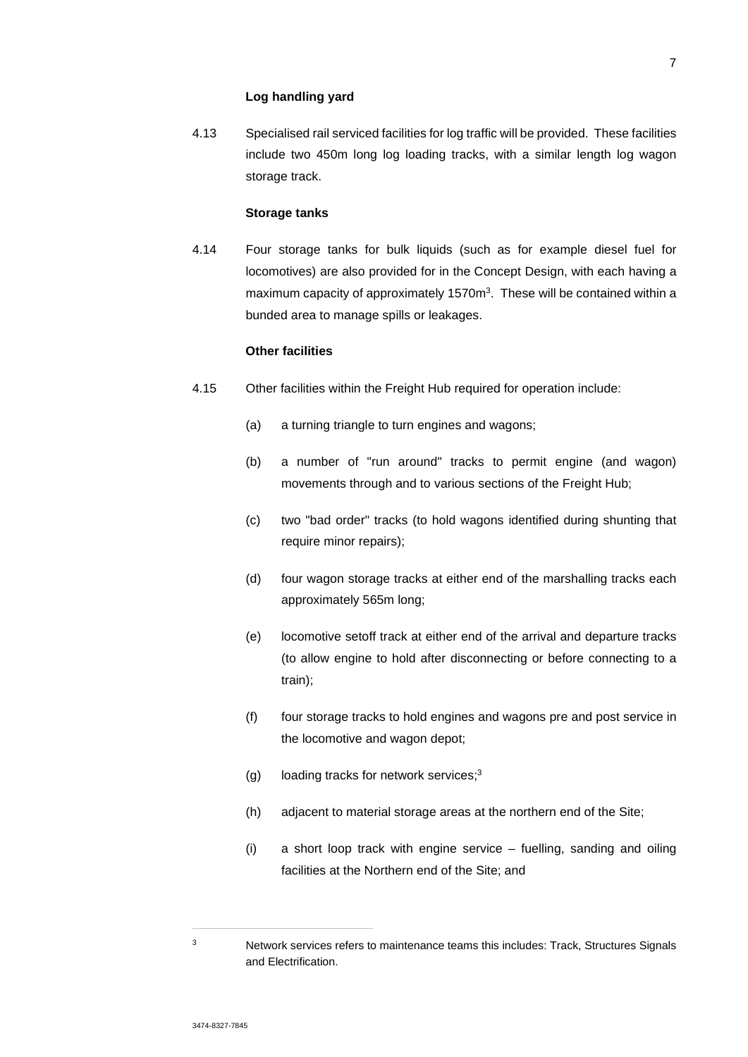**Log handling yard**

4.13 Specialised rail serviced facilities for log traffic will be provided. These facilities include two 450m long log loading tracks, with a similar length log wagon storage track.

**Storage tanks**

4.14 Four storage tanks for bulk liquids (such as for example diesel fuel for locomotives) are also provided for in the Concept Design, with each having a maximum capacity of approximately 1570m$^3$. These will be contained within a bunded area to manage spills or leakages.

**Other facilities**

4.15 Other facilities within the Freight Hub required for operation include:

(a) a turning triangle to turn engines and wagons;

(b) a number of "run around" tracks to permit engine (and wagon) movements through and to various sections of the Freight Hub;

(c) two "bad order" tracks (to hold wagons identified during shunting that require minor repairs);

(d) four wagon storage tracks at either end of the marshalling tracks each approximately 565m long;

(e) locomotive setoff track at either end of the arrival and departure tracks (to allow engine to hold after disconnecting or before connecting to a train);

(f) four storage tracks to hold engines and wagons pre and post service in the locomotive and wagon depot;

(g) loading tracks for network services;[3]

(h) adjacent to material storage areas at the northern end of the Site;

(i) a short loop track with engine service – fuelling, sanding and oiling facilities at the Northern end of the Site; and

---

[3] Network services refers to maintenance teams this includes: Track, Structures Signals and Electrification.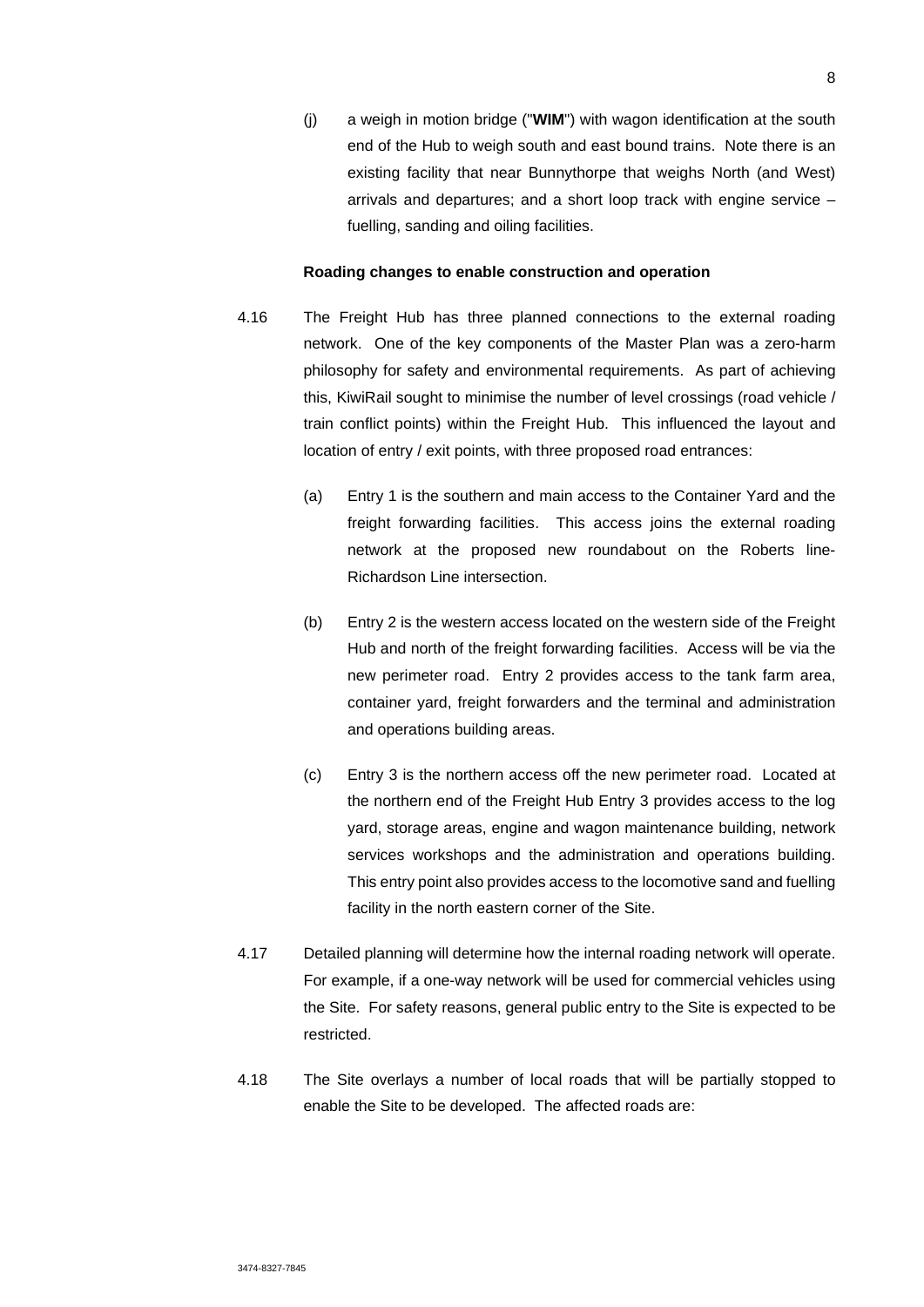(j) a weigh in motion bridge ("**WIM**") with wagon identification at the south end of the Hub to weigh south and east bound trains. Note there is an existing facility that near Bunnythorpe that weighs North (and West) arrivals and departures; and a short loop track with engine service – fuelling, sanding and oiling facilities.

**Roading changes to enable construction and operation**

4.16 The Freight Hub has three planned connections to the external roading network. One of the key components of the Master Plan was a zero-harm philosophy for safety and environmental requirements. As part of achieving this, KiwiRail sought to minimise the number of level crossings (road vehicle / train conflict points) within the Freight Hub. This influenced the layout and location of entry / exit points, with three proposed road entrances:

(a) Entry 1 is the southern and main access to the Container Yard and the freight forwarding facilities. This access joins the external roading network at the proposed new roundabout on the Roberts line-Richardson Line intersection.

(b) Entry 2 is the western access located on the western side of the Freight Hub and north of the freight forwarding facilities. Access will be via the new perimeter road. Entry 2 provides access to the tank farm area, container yard, freight forwarders and the terminal and administration and operations building areas.

(c) Entry 3 is the northern access off the new perimeter road. Located at the northern end of the Freight Hub Entry 3 provides access to the log yard, storage areas, engine and wagon maintenance building, network services workshops and the administration and operations building. This entry point also provides access to the locomotive sand and fuelling facility in the north eastern corner of the Site.

4.17 Detailed planning will determine how the internal roading network will operate. For example, if a one-way network will be used for commercial vehicles using the Site. For safety reasons, general public entry to the Site is expected to be restricted.

4.18 The Site overlays a number of local roads that will be partially stopped to enable the Site to be developed. The affected roads are: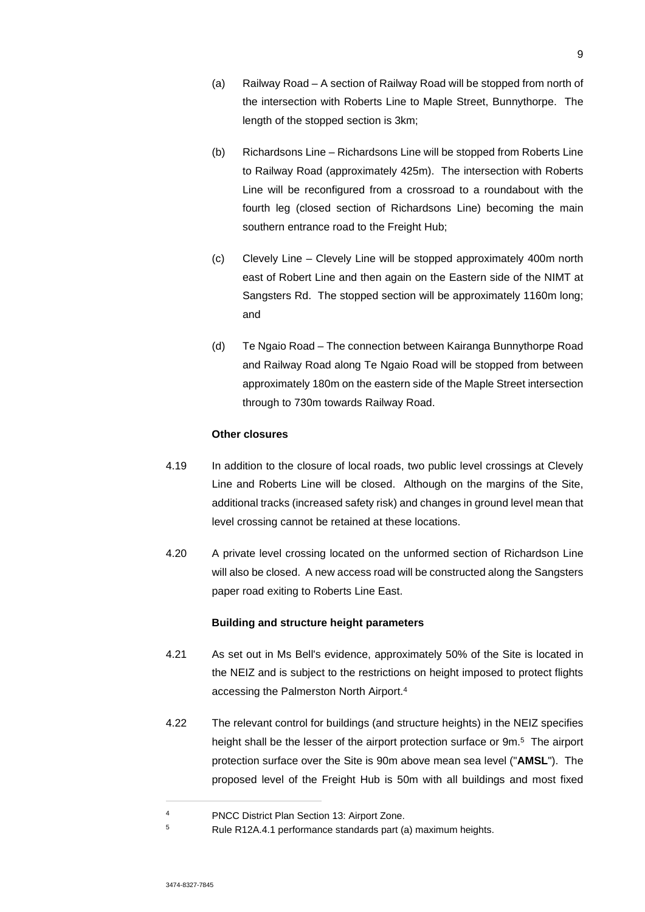(a) Railway Road – A section of Railway Road will be stopped from north of the intersection with Roberts Line to Maple Street, Bunnythorpe. The length of the stopped section is 3km;

(b) Richardsons Line – Richardsons Line will be stopped from Roberts Line to Railway Road (approximately 425m). The intersection with Roberts Line will be reconfigured from a crossroad to a roundabout with the fourth leg (closed section of Richardsons Line) becoming the main southern entrance road to the Freight Hub;

(c) Clevely Line – Clevely Line will be stopped approximately 400m north east of Robert Line and then again on the Eastern side of the NIMT at Sangsters Rd. The stopped section will be approximately 1160m long; and

(d) Te Ngaio Road – The connection between Kairanga Bunnythorpe Road and Railway Road along Te Ngaio Road will be stopped from between approximately 180m on the eastern side of the Maple Street intersection through to 730m towards Railway Road.

**Other closures**

4.19 In addition to the closure of local roads, two public level crossings at Clevely Line and Roberts Line will be closed. Although on the margins of the Site, additional tracks (increased safety risk) and changes in ground level mean that level crossing cannot be retained at these locations.

4.20 A private level crossing located on the unformed section of Richardson Line will also be closed. A new access road will be constructed along the Sangsters paper road exiting to Roberts Line East.

**Building and structure height parameters**

4.21 As set out in Ms Bell's evidence, approximately 50% of the Site is located in the NEIZ and is subject to the restrictions on height imposed to protect flights accessing the Palmerston North Airport.[4]

4.22 The relevant control for buildings (and structure heights) in the NEIZ specifies height shall be the lesser of the airport protection surface or 9m.[5] The airport protection surface over the Site is 90m above mean sea level ("**AMSL**"). The proposed level of the Freight Hub is 50m with all buildings and most fixed

[4] PNCC District Plan Section 13: Airport Zone.

[5] Rule R12A.4.1 performance standards part (a) maximum heights.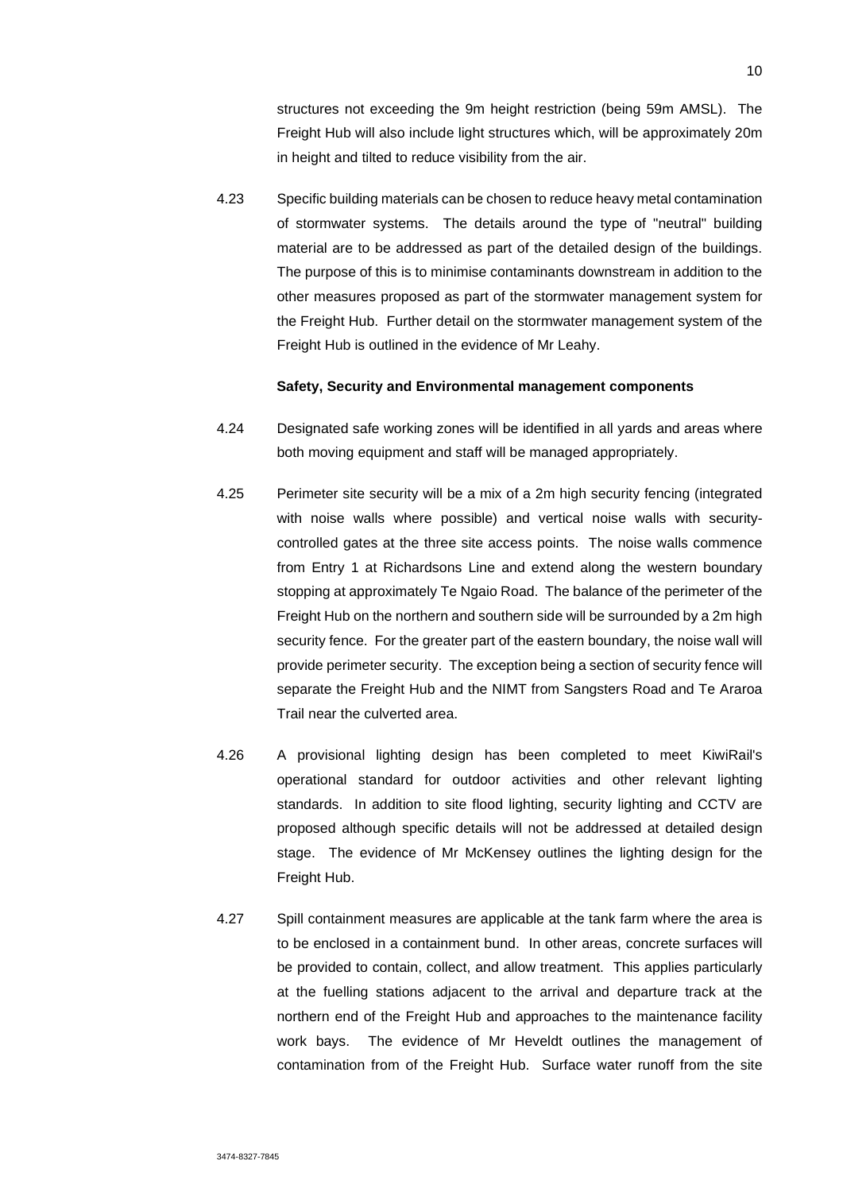structures not exceeding the 9m height restriction (being 59m AMSL). The Freight Hub will also include light structures which, will be approximately 20m in height and tilted to reduce visibility from the air.

4.23 Specific building materials can be chosen to reduce heavy metal contamination of stormwater systems. The details around the type of "neutral" building material are to be addressed as part of the detailed design of the buildings. The purpose of this is to minimise contaminants downstream in addition to the other measures proposed as part of the stormwater management system for the Freight Hub. Further detail on the stormwater management system of the Freight Hub is outlined in the evidence of Mr Leahy.

**Safety, Security and Environmental management components**

4.24 Designated safe working zones will be identified in all yards and areas where both moving equipment and staff will be managed appropriately.

4.25 Perimeter site security will be a mix of a 2m high security fencing (integrated with noise walls where possible) and vertical noise walls with security-controlled gates at the three site access points. The noise walls commence from Entry 1 at Richardsons Line and extend along the western boundary stopping at approximately Te Ngaio Road. The balance of the perimeter of the Freight Hub on the northern and southern side will be surrounded by a 2m high security fence. For the greater part of the eastern boundary, the noise wall will provide perimeter security. The exception being a section of security fence will separate the Freight Hub and the NIMT from Sangsters Road and Te Araroa Trail near the culverted area.

4.26 A provisional lighting design has been completed to meet KiwiRail's operational standard for outdoor activities and other relevant lighting standards. In addition to site flood lighting, security lighting and CCTV are proposed although specific details will not be addressed at detailed design stage. The evidence of Mr McKensey outlines the lighting design for the Freight Hub.

4.27 Spill containment measures are applicable at the tank farm where the area is to be enclosed in a containment bund. In other areas, concrete surfaces will be provided to contain, collect, and allow treatment. This applies particularly at the fuelling stations adjacent to the arrival and departure track at the northern end of the Freight Hub and approaches to the maintenance facility work bays. The evidence of Mr Heveldt outlines the management of contamination from of the Freight Hub. Surface water runoff from the site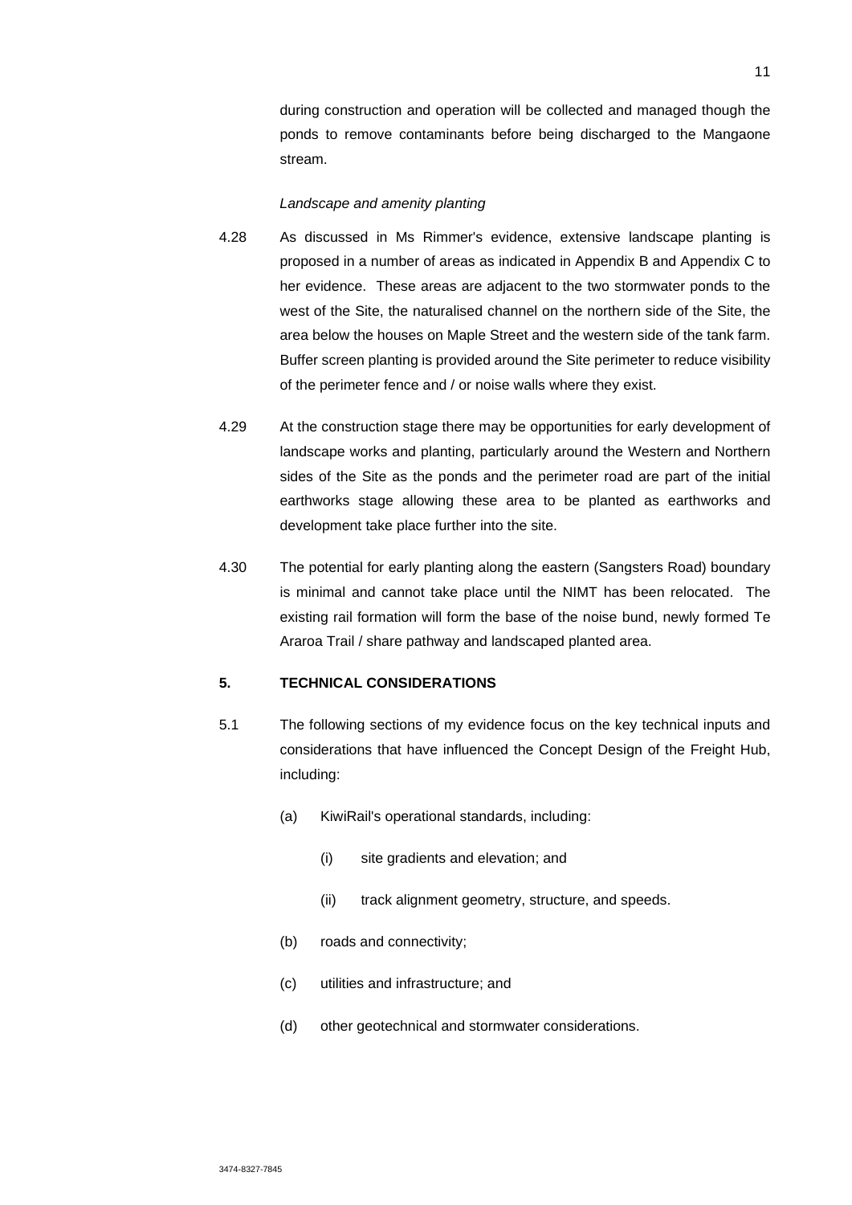during construction and operation will be collected and managed though the ponds to remove contaminants before being discharged to the Mangaone stream.

*Landscape and amenity planting*

4.28 As discussed in Ms Rimmer's evidence, extensive landscape planting is proposed in a number of areas as indicated in Appendix B and Appendix C to her evidence. These areas are adjacent to the two stormwater ponds to the west of the Site, the naturalised channel on the northern side of the Site, the area below the houses on Maple Street and the western side of the tank farm. Buffer screen planting is provided around the Site perimeter to reduce visibility of the perimeter fence and / or noise walls where they exist.

4.29 At the construction stage there may be opportunities for early development of landscape works and planting, particularly around the Western and Northern sides of the Site as the ponds and the perimeter road are part of the initial earthworks stage allowing these area to be planted as earthworks and development take place further into the site.

4.30 The potential for early planting along the eastern (Sangsters Road) boundary is minimal and cannot take place until the NIMT has been relocated. The existing rail formation will form the base of the noise bund, newly formed Te Araroa Trail / share pathway and landscaped planted area.

## 5. TECHNICAL CONSIDERATIONS

5.1 The following sections of my evidence focus on the key technical inputs and considerations that have influenced the Concept Design of the Freight Hub, including:

(a) KiwiRail's operational standards, including:

(i) site gradients and elevation; and

(ii) track alignment geometry, structure, and speeds.

(b) roads and connectivity;

(c) utilities and infrastructure; and

(d) other geotechnical and stormwater considerations.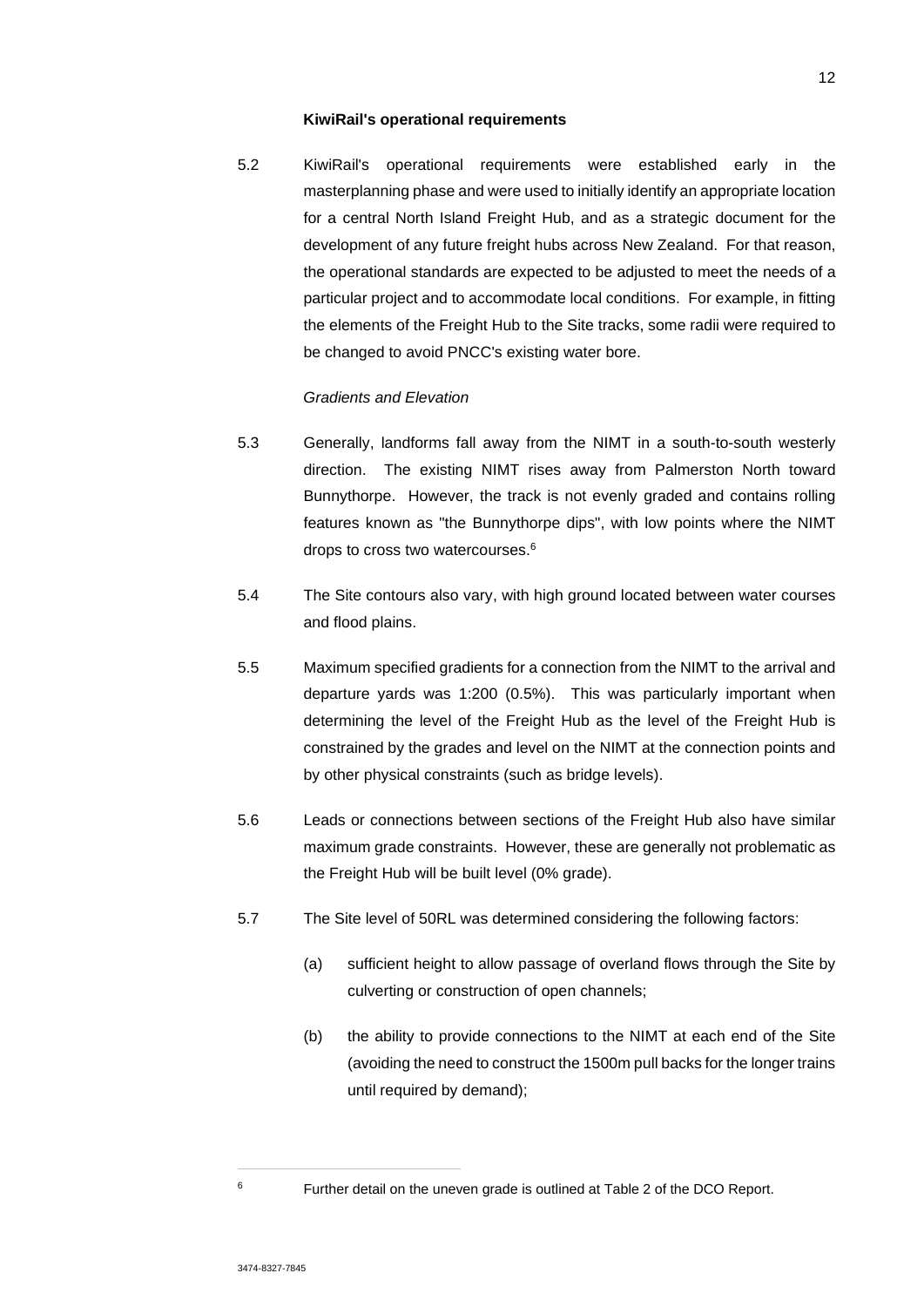**KiwiRail's operational requirements**

5.2 KiwiRail's operational requirements were established early in the masterplanning phase and were used to initially identify an appropriate location for a central North Island Freight Hub, and as a strategic document for the development of any future freight hubs across New Zealand. For that reason, the operational standards are expected to be adjusted to meet the needs of a particular project and to accommodate local conditions. For example, in fitting the elements of the Freight Hub to the Site tracks, some radii were required to be changed to avoid PNCC's existing water bore.

*Gradients and Elevation*

5.3 Generally, landforms fall away from the NIMT in a south-to-south westerly direction. The existing NIMT rises away from Palmerston North toward Bunnythorpe. However, the track is not evenly graded and contains rolling features known as "the Bunnythorpe dips", with low points where the NIMT drops to cross two watercourses.[6]

5.4 The Site contours also vary, with high ground located between water courses and flood plains.

5.5 Maximum specified gradients for a connection from the NIMT to the arrival and departure yards was 1:200 (0.5%). This was particularly important when determining the level of the Freight Hub as the level of the Freight Hub is constrained by the grades and level on the NIMT at the connection points and by other physical constraints (such as bridge levels).

5.6 Leads or connections between sections of the Freight Hub also have similar maximum grade constraints. However, these are generally not problematic as the Freight Hub will be built level (0% grade).

5.7 The Site level of 50RL was determined considering the following factors:

(a) sufficient height to allow passage of overland flows through the Site by culverting or construction of open channels;

(b) the ability to provide connections to the NIMT at each end of the Site (avoiding the need to construct the 1500m pull backs for the longer trains until required by demand);

[6] Further detail on the uneven grade is outlined at Table 2 of the DCO Report.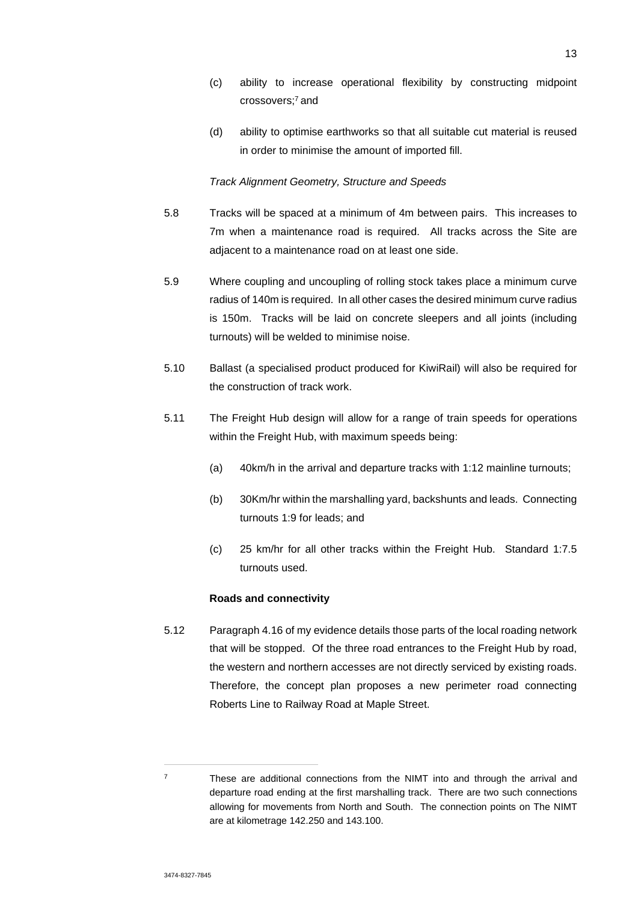(c) ability to increase operational flexibility by constructing midpoint crossovers;[7] and

(d) ability to optimise earthworks so that all suitable cut material is reused in order to minimise the amount of imported fill.

*Track Alignment Geometry, Structure and Speeds*

5.8 Tracks will be spaced at a minimum of 4m between pairs. This increases to 7m when a maintenance road is required. All tracks across the Site are adjacent to a maintenance road on at least one side.

5.9 Where coupling and uncoupling of rolling stock takes place a minimum curve radius of 140m is required. In all other cases the desired minimum curve radius is 150m. Tracks will be laid on concrete sleepers and all joints (including turnouts) will be welded to minimise noise.

5.10 Ballast (a specialised product produced for KiwiRail) will also be required for the construction of track work.

5.11 The Freight Hub design will allow for a range of train speeds for operations within the Freight Hub, with maximum speeds being:

(a) 40km/h in the arrival and departure tracks with 1:12 mainline turnouts;

(b) 30Km/hr within the marshalling yard, backshunts and leads. Connecting turnouts 1:9 for leads; and

(c) 25 km/hr for all other tracks within the Freight Hub. Standard 1:7.5 turnouts used.

**Roads and connectivity**

5.12 Paragraph 4.16 of my evidence details those parts of the local roading network that will be stopped. Of the three road entrances to the Freight Hub by road, the western and northern accesses are not directly serviced by existing roads. Therefore, the concept plan proposes a new perimeter road connecting Roberts Line to Railway Road at Maple Street.

---

[7] These are additional connections from the NIMT into and through the arrival and departure road ending at the first marshalling track. There are two such connections allowing for movements from North and South. The connection points on The NIMT are at kilometrage 142.250 and 143.100.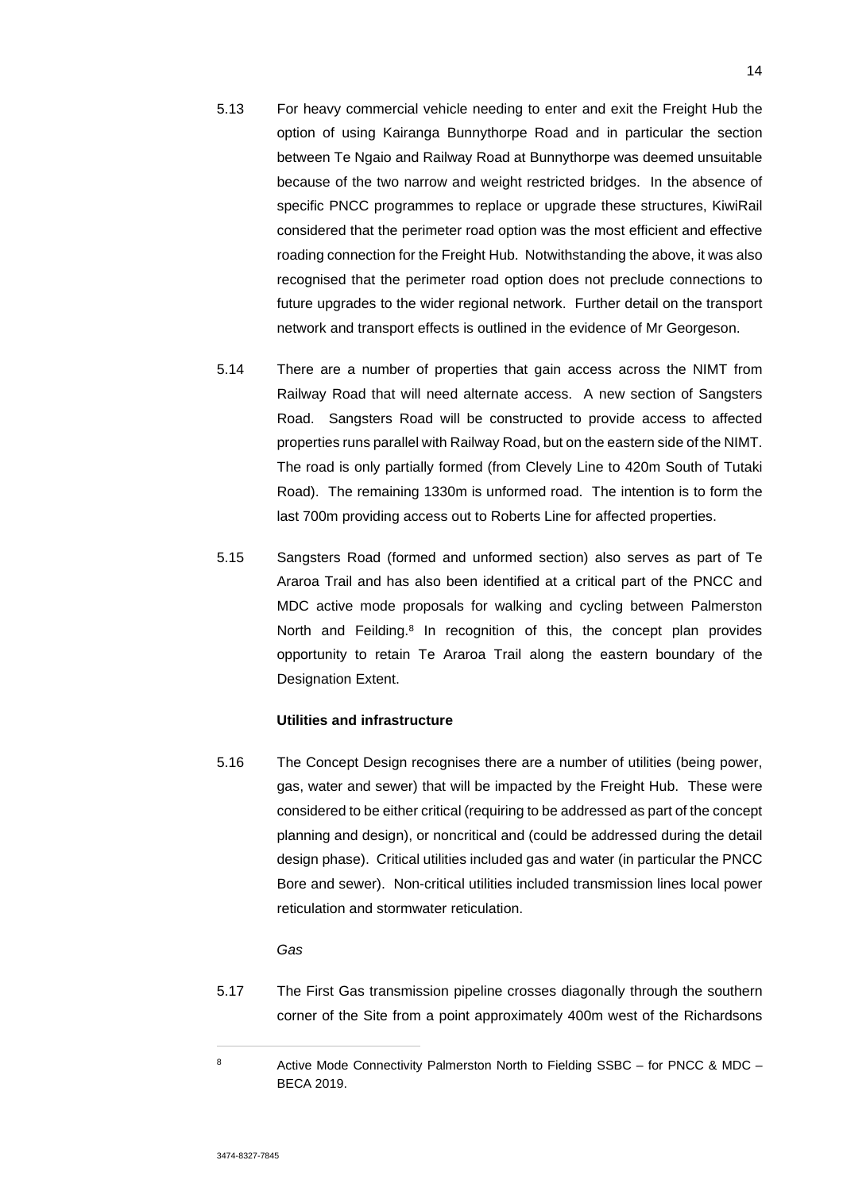5.13 For heavy commercial vehicle needing to enter and exit the Freight Hub the option of using Kairanga Bunnythorpe Road and in particular the section between Te Ngaio and Railway Road at Bunnythorpe was deemed unsuitable because of the two narrow and weight restricted bridges. In the absence of specific PNCC programmes to replace or upgrade these structures, KiwiRail considered that the perimeter road option was the most efficient and effective roading connection for the Freight Hub. Notwithstanding the above, it was also recognised that the perimeter road option does not preclude connections to future upgrades to the wider regional network. Further detail on the transport network and transport effects is outlined in the evidence of Mr Georgeson.

5.14 There are a number of properties that gain access across the NIMT from Railway Road that will need alternate access. A new section of Sangsters Road. Sangsters Road will be constructed to provide access to affected properties runs parallel with Railway Road, but on the eastern side of the NIMT. The road is only partially formed (from Clevely Line to 420m South of Tutaki Road). The remaining 1330m is unformed road. The intention is to form the last 700m providing access out to Roberts Line for affected properties.

5.15 Sangsters Road (formed and unformed section) also serves as part of Te Araroa Trail and has also been identified at a critical part of the PNCC and MDC active mode proposals for walking and cycling between Palmerston North and Feilding.[8] In recognition of this, the concept plan provides opportunity to retain Te Araroa Trail along the eastern boundary of the Designation Extent.

**Utilities and infrastructure**

5.16 The Concept Design recognises there are a number of utilities (being power, gas, water and sewer) that will be impacted by the Freight Hub. These were considered to be either critical (requiring to be addressed as part of the concept planning and design), or noncritical and (could be addressed during the detail design phase). Critical utilities included gas and water (in particular the PNCC Bore and sewer). Non-critical utilities included transmission lines local power reticulation and stormwater reticulation.

*Gas*

5.17 The First Gas transmission pipeline crosses diagonally through the southern corner of the Site from a point approximately 400m west of the Richardsons

---

[8] Active Mode Connectivity Palmerston North to Fielding SSBC – for PNCC & MDC – BECA 2019.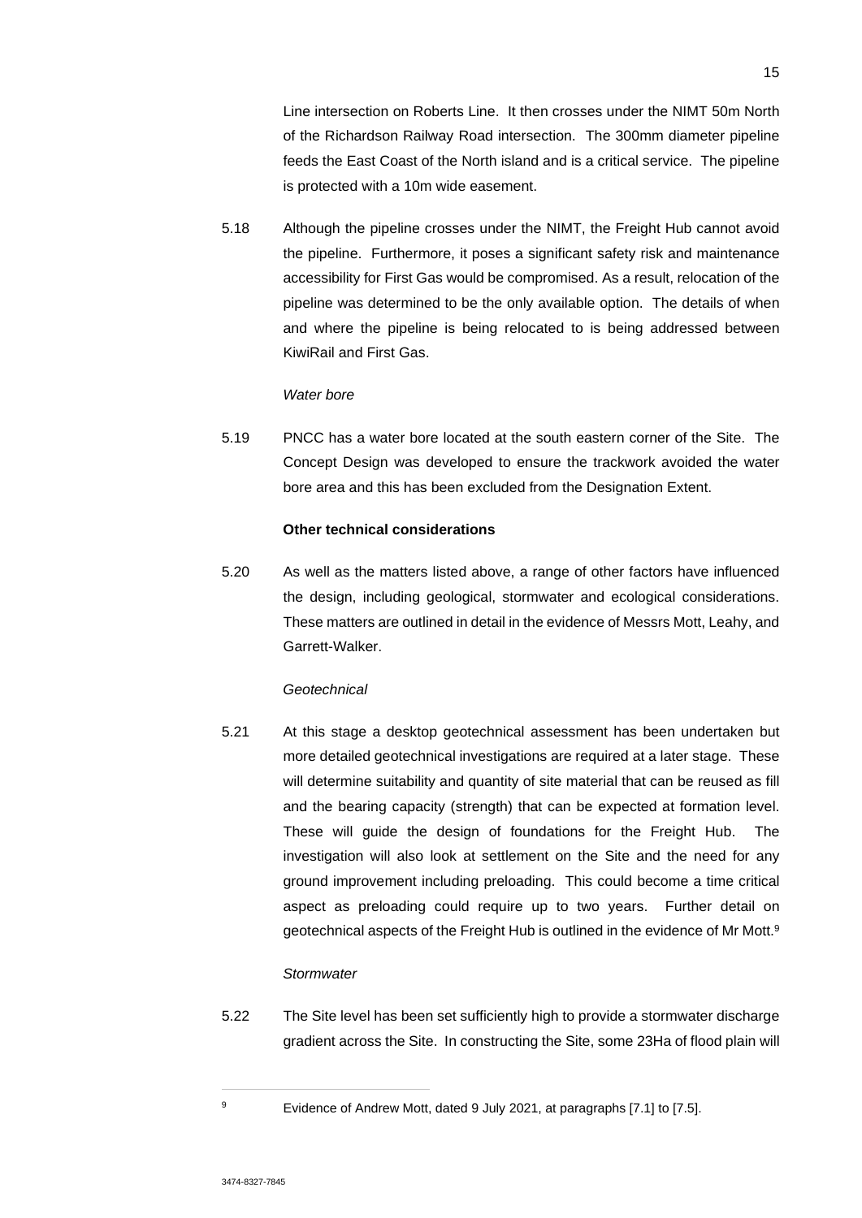Line intersection on Roberts Line. It then crosses under the NIMT 50m North of the Richardson Railway Road intersection. The 300mm diameter pipeline feeds the East Coast of the North island and is a critical service. The pipeline is protected with a 10m wide easement.

5.18 Although the pipeline crosses under the NIMT, the Freight Hub cannot avoid the pipeline. Furthermore, it poses a significant safety risk and maintenance accessibility for First Gas would be compromised. As a result, relocation of the pipeline was determined to be the only available option. The details of when and where the pipeline is being relocated to is being addressed between KiwiRail and First Gas.

*Water bore*

5.19 PNCC has a water bore located at the south eastern corner of the Site. The Concept Design was developed to ensure the trackwork avoided the water bore area and this has been excluded from the Designation Extent.

**Other technical considerations**

5.20 As well as the matters listed above, a range of other factors have influenced the design, including geological, stormwater and ecological considerations. These matters are outlined in detail in the evidence of Messrs Mott, Leahy, and Garrett-Walker.

*Geotechnical*

5.21 At this stage a desktop geotechnical assessment has been undertaken but more detailed geotechnical investigations are required at a later stage. These will determine suitability and quantity of site material that can be reused as fill and the bearing capacity (strength) that can be expected at formation level. These will guide the design of foundations for the Freight Hub. The investigation will also look at settlement on the Site and the need for any ground improvement including preloading. This could become a time critical aspect as preloading could require up to two years. Further detail on geotechnical aspects of the Freight Hub is outlined in the evidence of Mr Mott.[9]

*Stormwater*

5.22 The Site level has been set sufficiently high to provide a stormwater discharge gradient across the Site. In constructing the Site, some 23Ha of flood plain will

[9] Evidence of Andrew Mott, dated 9 July 2021, at paragraphs [7.1] to [7.5].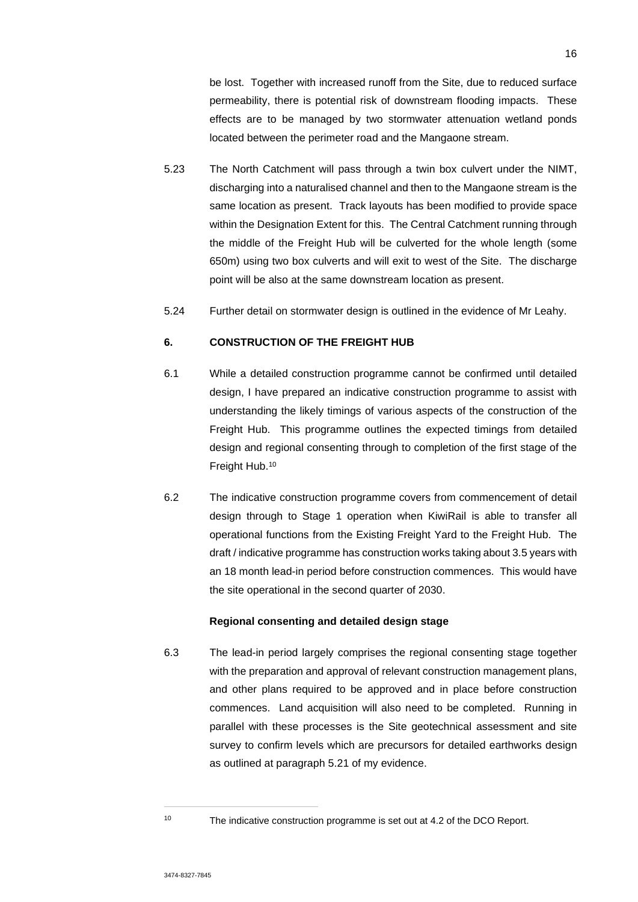be lost. Together with increased runoff from the Site, due to reduced surface permeability, there is potential risk of downstream flooding impacts. These effects are to be managed by two stormwater attenuation wetland ponds located between the perimeter road and the Mangaone stream.

5.23 The North Catchment will pass through a twin box culvert under the NIMT, discharging into a naturalised channel and then to the Mangaone stream is the same location as present. Track layouts has been modified to provide space within the Designation Extent for this. The Central Catchment running through the middle of the Freight Hub will be culverted for the whole length (some 650m) using two box culverts and will exit to west of the Site. The discharge point will be also at the same downstream location as present.

5.24 Further detail on stormwater design is outlined in the evidence of Mr Leahy.

## 6. CONSTRUCTION OF THE FREIGHT HUB

6.1 While a detailed construction programme cannot be confirmed until detailed design, I have prepared an indicative construction programme to assist with understanding the likely timings of various aspects of the construction of the Freight Hub. This programme outlines the expected timings from detailed design and regional consenting through to completion of the first stage of the Freight Hub.[10]

6.2 The indicative construction programme covers from commencement of detail design through to Stage 1 operation when KiwiRail is able to transfer all operational functions from the Existing Freight Yard to the Freight Hub. The draft / indicative programme has construction works taking about 3.5 years with an 18 month lead-in period before construction commences. This would have the site operational in the second quarter of 2030.

### Regional consenting and detailed design stage

6.3 The lead-in period largely comprises the regional consenting stage together with the preparation and approval of relevant construction management plans, and other plans required to be approved and in place before construction commences. Land acquisition will also need to be completed. Running in parallel with these processes is the Site geotechnical assessment and site survey to confirm levels which are precursors for detailed earthworks design as outlined at paragraph 5.21 of my evidence.

---

[10] The indicative construction programme is set out at 4.2 of the DCO Report.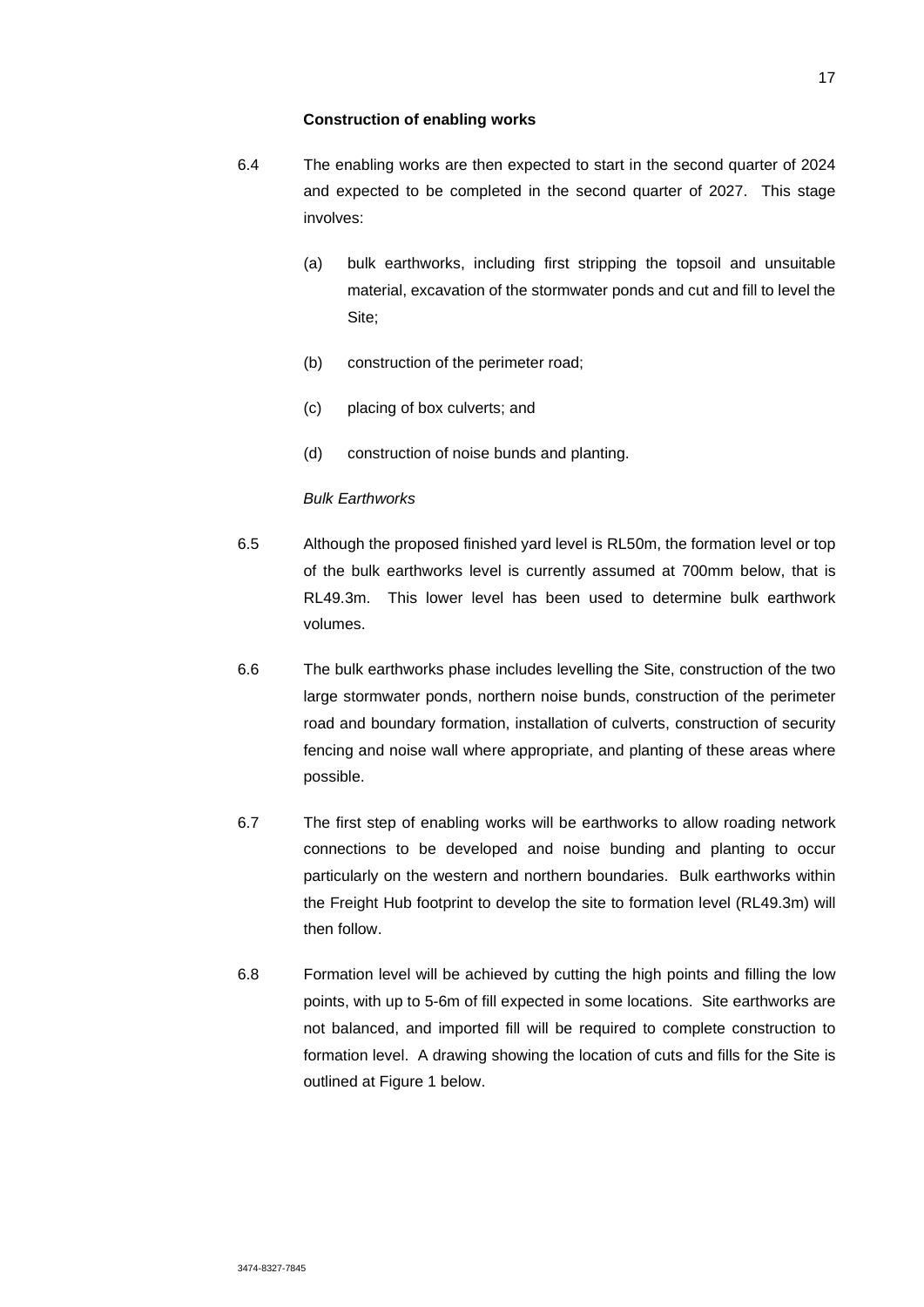**Construction of enabling works**

6.4 The enabling works are then expected to start in the second quarter of 2024 and expected to be completed in the second quarter of 2027. This stage involves:

(a) bulk earthworks, including first stripping the topsoil and unsuitable material, excavation of the stormwater ponds and cut and fill to level the Site;

(b) construction of the perimeter road;

(c) placing of box culverts; and

(d) construction of noise bunds and planting.

*Bulk Earthworks*

6.5 Although the proposed finished yard level is RL50m, the formation level or top of the bulk earthworks level is currently assumed at 700mm below, that is RL49.3m. This lower level has been used to determine bulk earthwork volumes.

6.6 The bulk earthworks phase includes levelling the Site, construction of the two large stormwater ponds, northern noise bunds, construction of the perimeter road and boundary formation, installation of culverts, construction of security fencing and noise wall where appropriate, and planting of these areas where possible.

6.7 The first step of enabling works will be earthworks to allow roading network connections to be developed and noise bunding and planting to occur particularly on the western and northern boundaries. Bulk earthworks within the Freight Hub footprint to develop the site to formation level (RL49.3m) will then follow.

6.8 Formation level will be achieved by cutting the high points and filling the low points, with up to 5-6m of fill expected in some locations. Site earthworks are not balanced, and imported fill will be required to complete construction to formation level. A drawing showing the location of cuts and fills for the Site is outlined at Figure 1 below.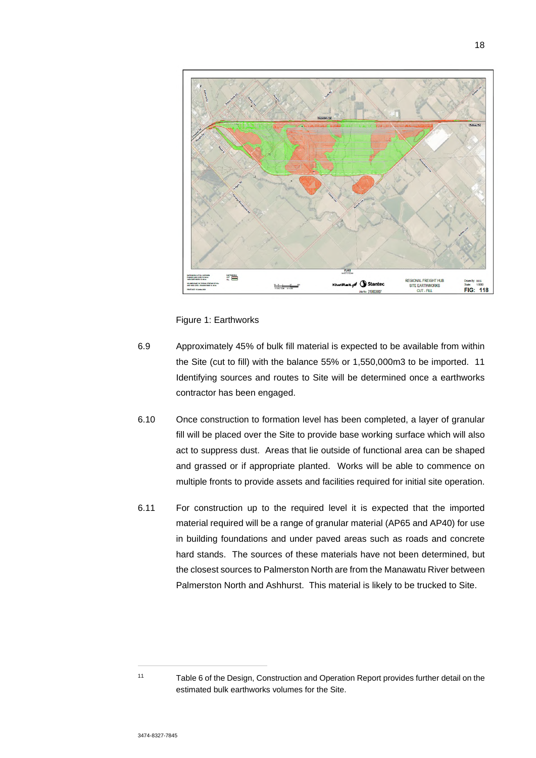Figure 1: Earthworks

6.9 Approximately 45% of bulk fill material is expected to be available from within the Site (cut to fill) with the balance 55% or 1,550,000m3 to be imported. [11] Identifying sources and routes to Site will be determined once a earthworks contractor has been engaged.

6.10 Once construction to formation level has been completed, a layer of granular fill will be placed over the Site to provide base working surface which will also act to suppress dust. Areas that lie outside of functional area can be shaped and grassed or if appropriate planted. Works will be able to commence on multiple fronts to provide assets and facilities required for initial site operation.

6.11 For construction up to the required level it is expected that the imported material required will be a range of granular material (AP65 and AP40) for use in building foundations and under paved areas such as roads and concrete hard stands. The sources of these materials have not been determined, but the closest sources to Palmerston North are from the Manawatu River between Palmerston North and Ashhurst. This material is likely to be trucked to Site.

---

[11] Table 6 of the Design, Construction and Operation Report provides further detail on the estimated bulk earthworks volumes for the Site.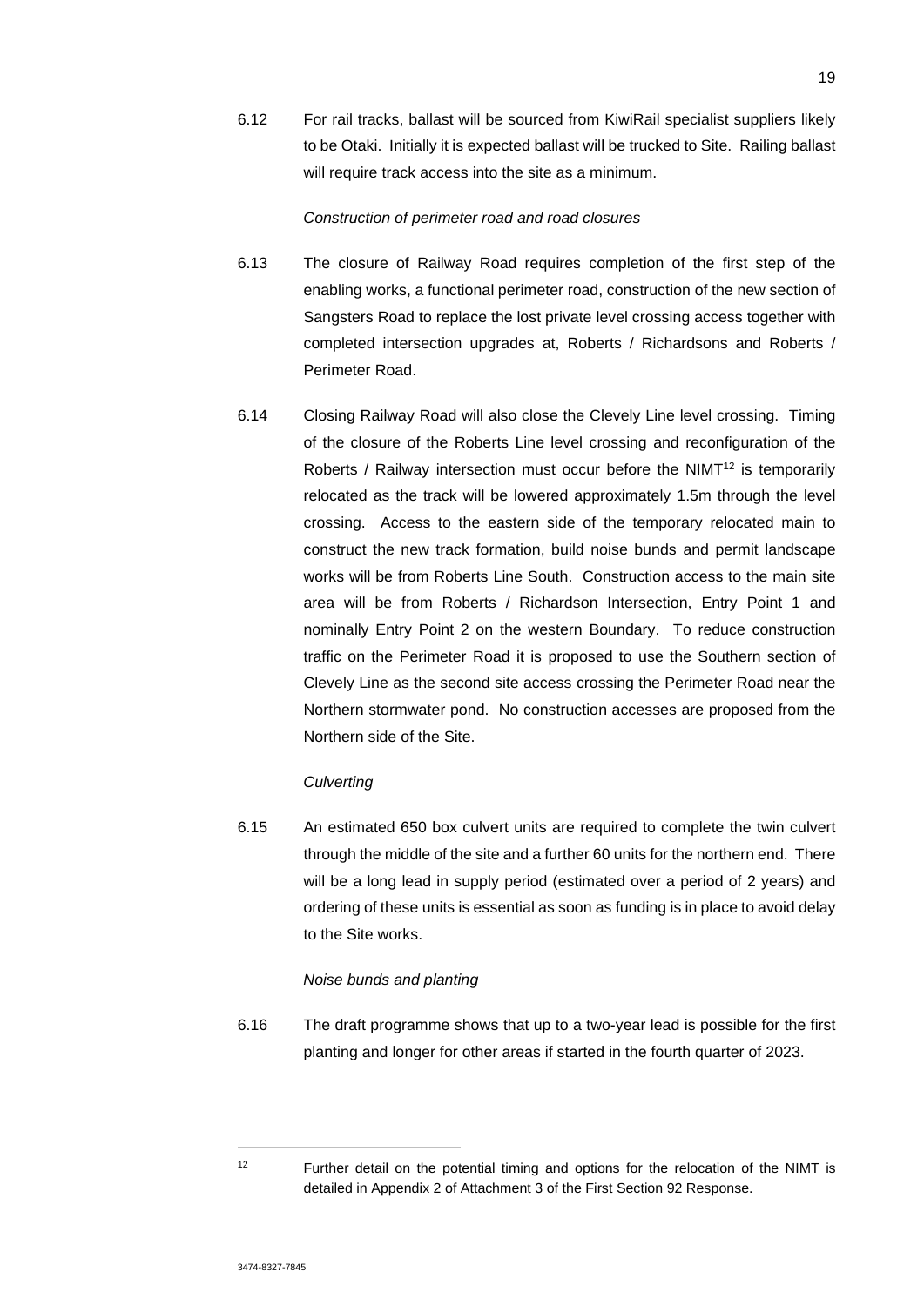6.12 For rail tracks, ballast will be sourced from KiwiRail specialist suppliers likely to be Otaki. Initially it is expected ballast will be trucked to Site. Railing ballast will require track access into the site as a minimum.

*Construction of perimeter road and road closures*

6.13 The closure of Railway Road requires completion of the first step of the enabling works, a functional perimeter road, construction of the new section of Sangsters Road to replace the lost private level crossing access together with completed intersection upgrades at, Roberts / Richardsons and Roberts / Perimeter Road.

6.14 Closing Railway Road will also close the Clevely Line level crossing. Timing of the closure of the Roberts Line level crossing and reconfiguration of the Roberts / Railway intersection must occur before the NIMT[12] is temporarily relocated as the track will be lowered approximately 1.5m through the level crossing. Access to the eastern side of the temporary relocated main to construct the new track formation, build noise bunds and permit landscape works will be from Roberts Line South. Construction access to the main site area will be from Roberts / Richardson Intersection, Entry Point 1 and nominally Entry Point 2 on the western Boundary. To reduce construction traffic on the Perimeter Road it is proposed to use the Southern section of Clevely Line as the second site access crossing the Perimeter Road near the Northern stormwater pond. No construction accesses are proposed from the Northern side of the Site.

*Culverting*

6.15 An estimated 650 box culvert units are required to complete the twin culvert through the middle of the site and a further 60 units for the northern end. There will be a long lead in supply period (estimated over a period of 2 years) and ordering of these units is essential as soon as funding is in place to avoid delay to the Site works.

*Noise bunds and planting*

6.16 The draft programme shows that up to a two-year lead is possible for the first planting and longer for other areas if started in the fourth quarter of 2023.

---

[12] Further detail on the potential timing and options for the relocation of the NIMT is detailed in Appendix 2 of Attachment 3 of the First Section 92 Response.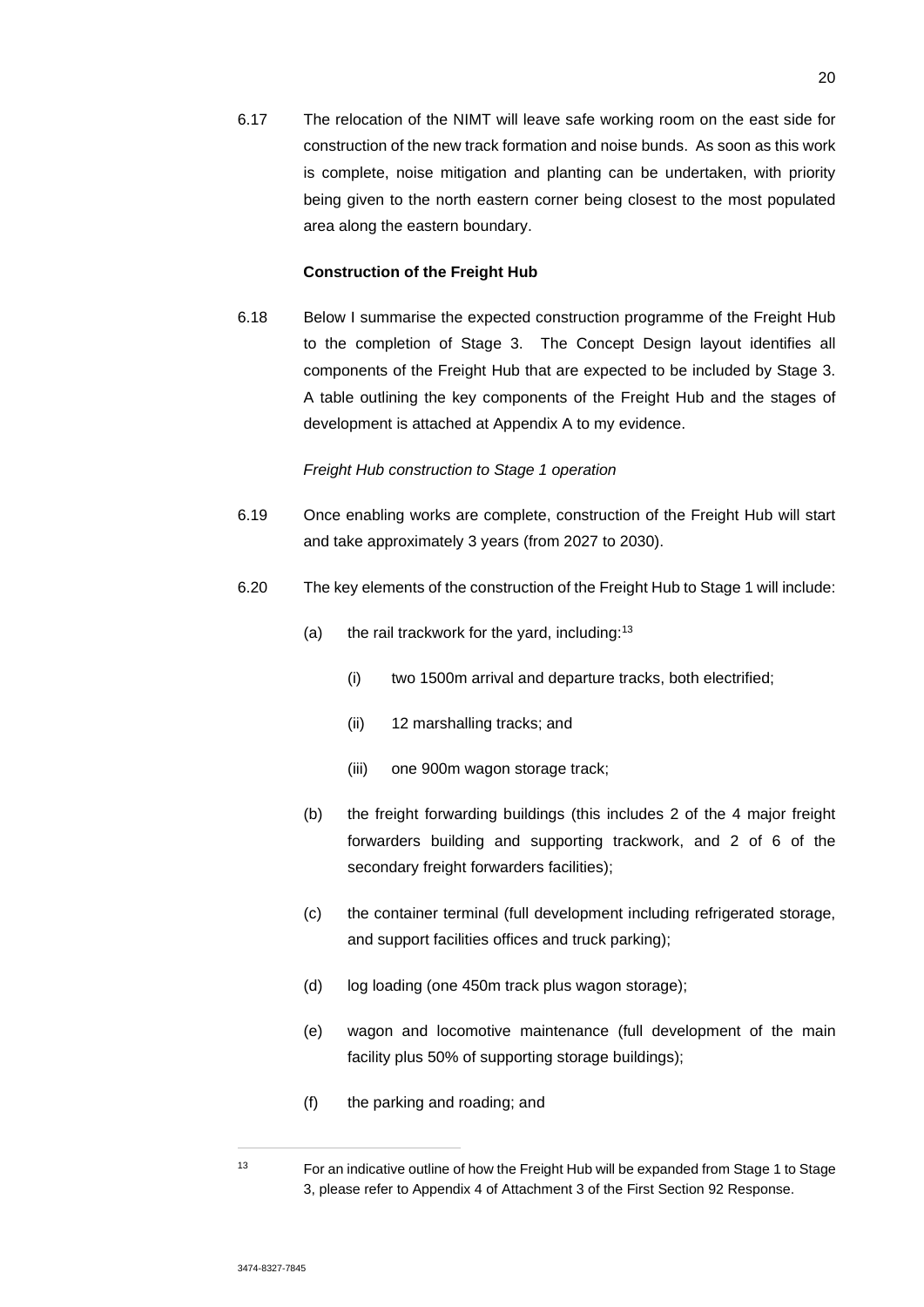6.17 The relocation of the NIMT will leave safe working room on the east side for construction of the new track formation and noise bunds. As soon as this work is complete, noise mitigation and planting can be undertaken, with priority being given to the north eastern corner being closest to the most populated area along the eastern boundary.

**Construction of the Freight Hub**

6.18 Below I summarise the expected construction programme of the Freight Hub to the completion of Stage 3. The Concept Design layout identifies all components of the Freight Hub that are expected to be included by Stage 3. A table outlining the key components of the Freight Hub and the stages of development is attached at Appendix A to my evidence.

*Freight Hub construction to Stage 1 operation*

6.19 Once enabling works are complete, construction of the Freight Hub will start and take approximately 3 years (from 2027 to 2030).

6.20 The key elements of the construction of the Freight Hub to Stage 1 will include:

(a) the rail trackwork for the yard, including:[13]

(i) two 1500m arrival and departure tracks, both electrified;

(ii) 12 marshalling tracks; and

(iii) one 900m wagon storage track;

(b) the freight forwarding buildings (this includes 2 of the 4 major freight forwarders building and supporting trackwork, and 2 of 6 of the secondary freight forwarders facilities);

(c) the container terminal (full development including refrigerated storage, and support facilities offices and truck parking);

(d) log loading (one 450m track plus wagon storage);

(e) wagon and locomotive maintenance (full development of the main facility plus 50% of supporting storage buildings);

(f) the parking and roading; and

---

[13] For an indicative outline of how the Freight Hub will be expanded from Stage 1 to Stage 3, please refer to Appendix 4 of Attachment 3 of the First Section 92 Response.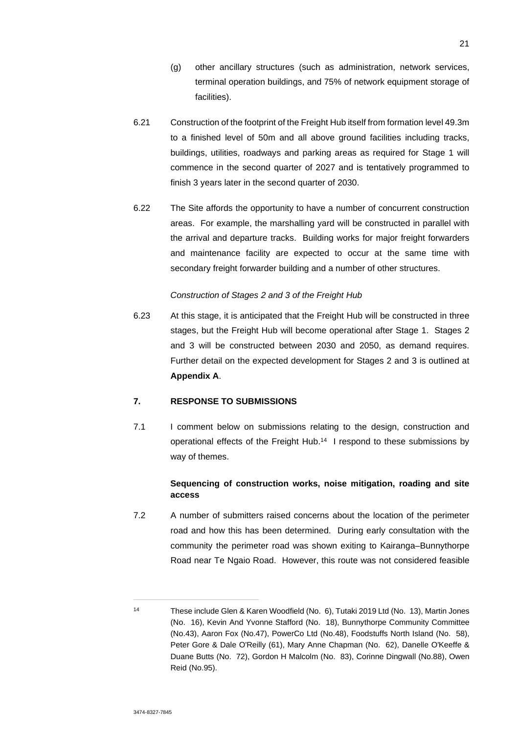(g) other ancillary structures (such as administration, network services, terminal operation buildings, and 75% of network equipment storage of facilities).

6.21 Construction of the footprint of the Freight Hub itself from formation level 49.3m to a finished level of 50m and all above ground facilities including tracks, buildings, utilities, roadways and parking areas as required for Stage 1 will commence in the second quarter of 2027 and is tentatively programmed to finish 3 years later in the second quarter of 2030.

6.22 The Site affords the opportunity to have a number of concurrent construction areas. For example, the marshalling yard will be constructed in parallel with the arrival and departure tracks. Building works for major freight forwarders and maintenance facility are expected to occur at the same time with secondary freight forwarder building and a number of other structures.

*Construction of Stages 2 and 3 of the Freight Hub*

6.23 At this stage, it is anticipated that the Freight Hub will be constructed in three stages, but the Freight Hub will become operational after Stage 1. Stages 2 and 3 will be constructed between 2030 and 2050, as demand requires. Further detail on the expected development for Stages 2 and 3 is outlined at **Appendix A**.

## 7. RESPONSE TO SUBMISSIONS

7.1 I comment below on submissions relating to the design, construction and operational effects of the Freight Hub.[14] I respond to these submissions by way of themes.

### Sequencing of construction works, noise mitigation, roading and site access

7.2 A number of submitters raised concerns about the location of the perimeter road and how this has been determined. During early consultation with the community the perimeter road was shown exiting to Kairanga–Bunnythorpe Road near Te Ngaio Road. However, this route was not considered feasible

---

[14] These include Glen & Karen Woodfield (No. 6), Tutaki 2019 Ltd (No. 13), Martin Jones (No. 16), Kevin And Yvonne Stafford (No. 18), Bunnythorpe Community Committee (No.43), Aaron Fox (No.47), PowerCo Ltd (No.48), Foodstuffs North Island (No. 58), Peter Gore & Dale O'Reilly (61), Mary Anne Chapman (No. 62), Danelle O'Keeffe & Duane Butts (No. 72), Gordon H Malcolm (No. 83), Corinne Dingwall (No.88), Owen Reid (No.95).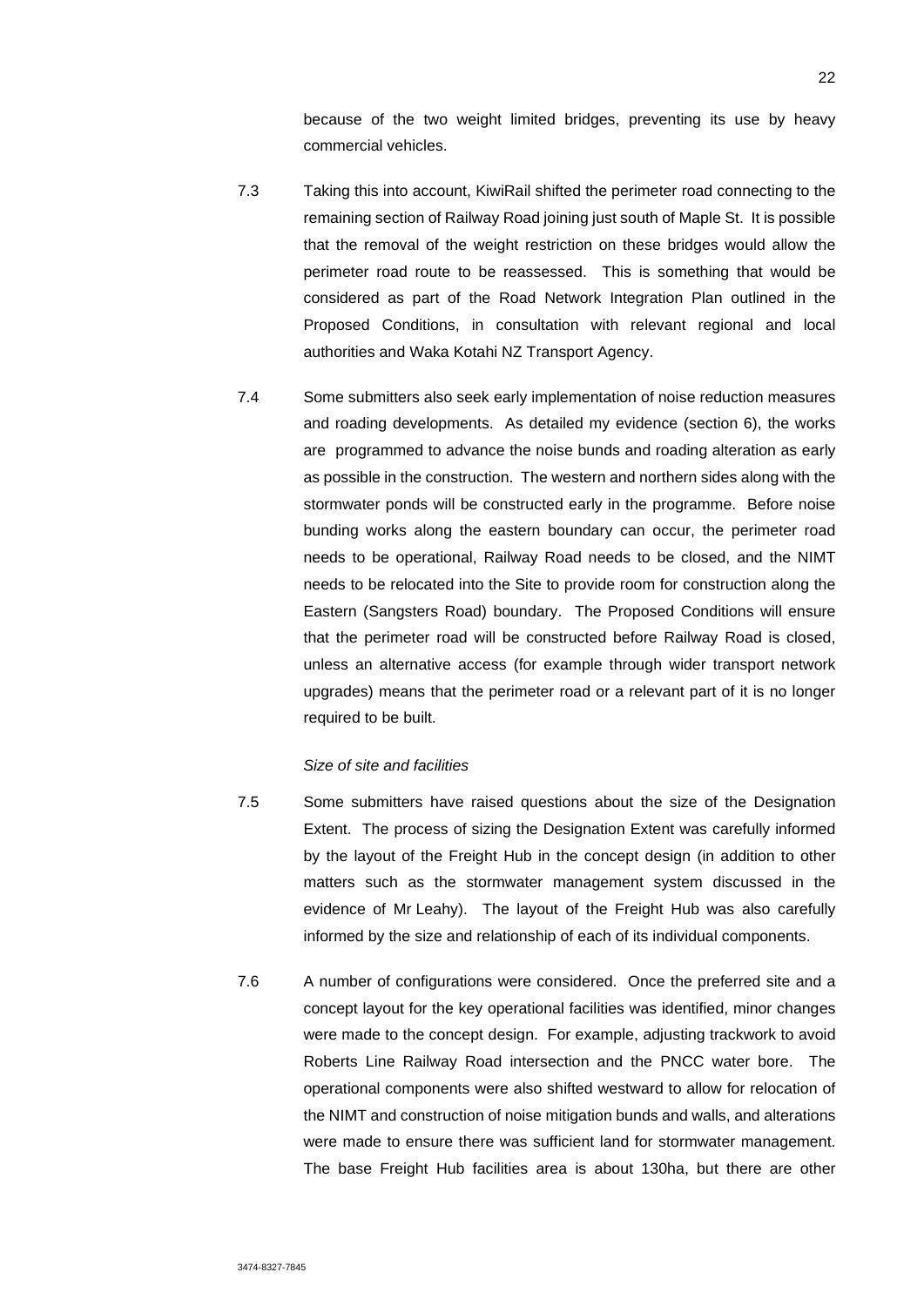because of the two weight limited bridges, preventing its use by heavy commercial vehicles.

7.3 Taking this into account, KiwiRail shifted the perimeter road connecting to the remaining section of Railway Road joining just south of Maple St. It is possible that the removal of the weight restriction on these bridges would allow the perimeter road route to be reassessed. This is something that would be considered as part of the Road Network Integration Plan outlined in the Proposed Conditions, in consultation with relevant regional and local authorities and Waka Kotahi NZ Transport Agency.

7.4 Some submitters also seek early implementation of noise reduction measures and roading developments. As detailed my evidence (section 6), the works are programmed to advance the noise bunds and roading alteration as early as possible in the construction. The western and northern sides along with the stormwater ponds will be constructed early in the programme. Before noise bunding works along the eastern boundary can occur, the perimeter road needs to be operational, Railway Road needs to be closed, and the NIMT needs to be relocated into the Site to provide room for construction along the Eastern (Sangsters Road) boundary. The Proposed Conditions will ensure that the perimeter road will be constructed before Railway Road is closed, unless an alternative access (for example through wider transport network upgrades) means that the perimeter road or a relevant part of it is no longer required to be built.

*Size of site and facilities*

7.5 Some submitters have raised questions about the size of the Designation Extent. The process of sizing the Designation Extent was carefully informed by the layout of the Freight Hub in the concept design (in addition to other matters such as the stormwater management system discussed in the evidence of Mr Leahy). The layout of the Freight Hub was also carefully informed by the size and relationship of each of its individual components.

7.6 A number of configurations were considered. Once the preferred site and a concept layout for the key operational facilities was identified, minor changes were made to the concept design. For example, adjusting trackwork to avoid Roberts Line Railway Road intersection and the PNCC water bore. The operational components were also shifted westward to allow for relocation of the NIMT and construction of noise mitigation bunds and walls, and alterations were made to ensure there was sufficient land for stormwater management. The base Freight Hub facilities area is about 130ha, but there are other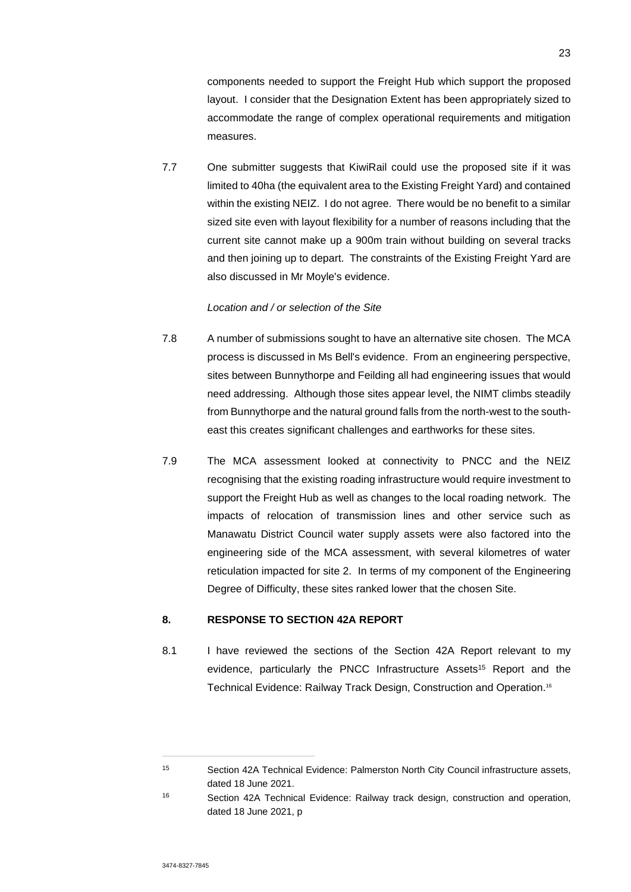components needed to support the Freight Hub which support the proposed layout. I consider that the Designation Extent has been appropriately sized to accommodate the range of complex operational requirements and mitigation measures.

7.7 One submitter suggests that KiwiRail could use the proposed site if it was limited to 40ha (the equivalent area to the Existing Freight Yard) and contained within the existing NEIZ. I do not agree. There would be no benefit to a similar sized site even with layout flexibility for a number of reasons including that the current site cannot make up a 900m train without building on several tracks and then joining up to depart. The constraints of the Existing Freight Yard are also discussed in Mr Moyle's evidence.

*Location and / or selection of the Site*

7.8 A number of submissions sought to have an alternative site chosen. The MCA process is discussed in Ms Bell's evidence. From an engineering perspective, sites between Bunnythorpe and Feilding all had engineering issues that would need addressing. Although those sites appear level, the NIMT climbs steadily from Bunnythorpe and the natural ground falls from the north-west to the south-east this creates significant challenges and earthworks for these sites.

7.9 The MCA assessment looked at connectivity to PNCC and the NEIZ recognising that the existing roading infrastructure would require investment to support the Freight Hub as well as changes to the local roading network. The impacts of relocation of transmission lines and other service such as Manawatu District Council water supply assets were also factored into the engineering side of the MCA assessment, with several kilometres of water reticulation impacted for site 2. In terms of my component of the Engineering Degree of Difficulty, these sites ranked lower that the chosen Site.

## 8. RESPONSE TO SECTION 42A REPORT

8.1 I have reviewed the sections of the Section 42A Report relevant to my evidence, particularly the PNCC Infrastructure Assets[15] Report and the Technical Evidence: Railway Track Design, Construction and Operation.[16]

---

[15] Section 42A Technical Evidence: Palmerston North City Council infrastructure assets, dated 18 June 2021.

[16] Section 42A Technical Evidence: Railway track design, construction and operation, dated 18 June 2021, p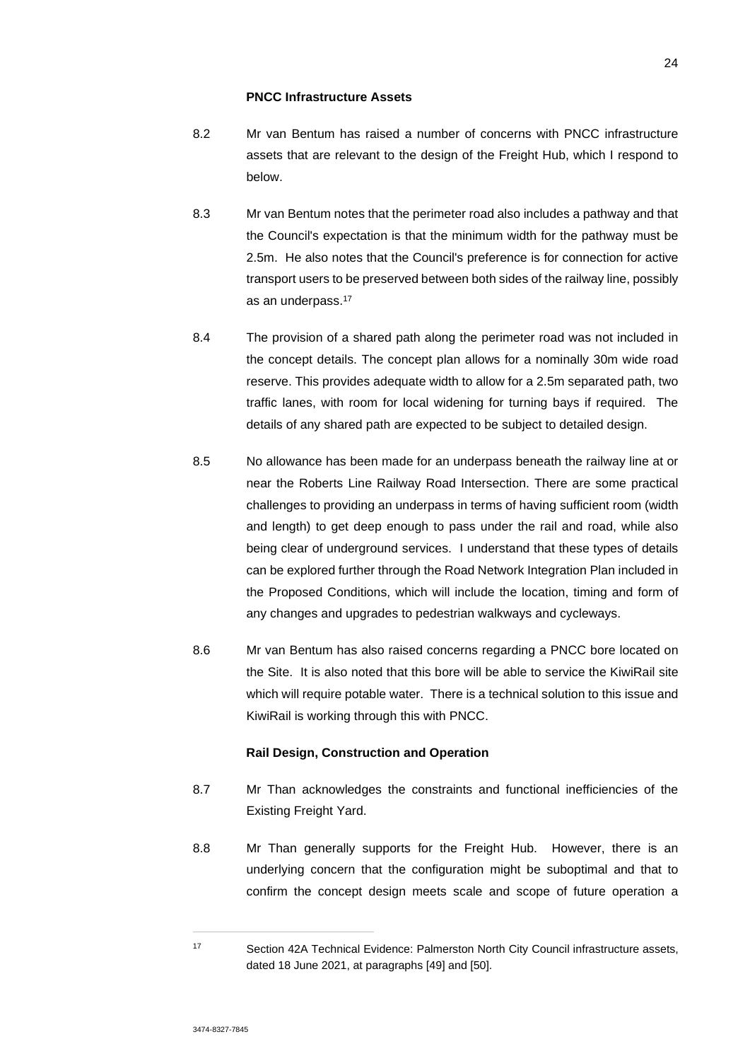**PNCC Infrastructure Assets**

8.2 Mr van Bentum has raised a number of concerns with PNCC infrastructure assets that are relevant to the design of the Freight Hub, which I respond to below.

8.3 Mr van Bentum notes that the perimeter road also includes a pathway and that the Council's expectation is that the minimum width for the pathway must be 2.5m. He also notes that the Council's preference is for connection for active transport users to be preserved between both sides of the railway line, possibly as an underpass.[17]

8.4 The provision of a shared path along the perimeter road was not included in the concept details. The concept plan allows for a nominally 30m wide road reserve. This provides adequate width to allow for a 2.5m separated path, two traffic lanes, with room for local widening for turning bays if required. The details of any shared path are expected to be subject to detailed design.

8.5 No allowance has been made for an underpass beneath the railway line at or near the Roberts Line Railway Road Intersection. There are some practical challenges to providing an underpass in terms of having sufficient room (width and length) to get deep enough to pass under the rail and road, while also being clear of underground services. I understand that these types of details can be explored further through the Road Network Integration Plan included in the Proposed Conditions, which will include the location, timing and form of any changes and upgrades to pedestrian walkways and cycleways.

8.6 Mr van Bentum has also raised concerns regarding a PNCC bore located on the Site. It is also noted that this bore will be able to service the KiwiRail site which will require potable water. There is a technical solution to this issue and KiwiRail is working through this with PNCC.

**Rail Design, Construction and Operation**

8.7 Mr Than acknowledges the constraints and functional inefficiencies of the Existing Freight Yard.

8.8 Mr Than generally supports for the Freight Hub. However, there is an underlying concern that the configuration might be suboptimal and that to confirm the concept design meets scale and scope of future operation a

---

[17] Section 42A Technical Evidence: Palmerston North City Council infrastructure assets, dated 18 June 2021, at paragraphs [49] and [50].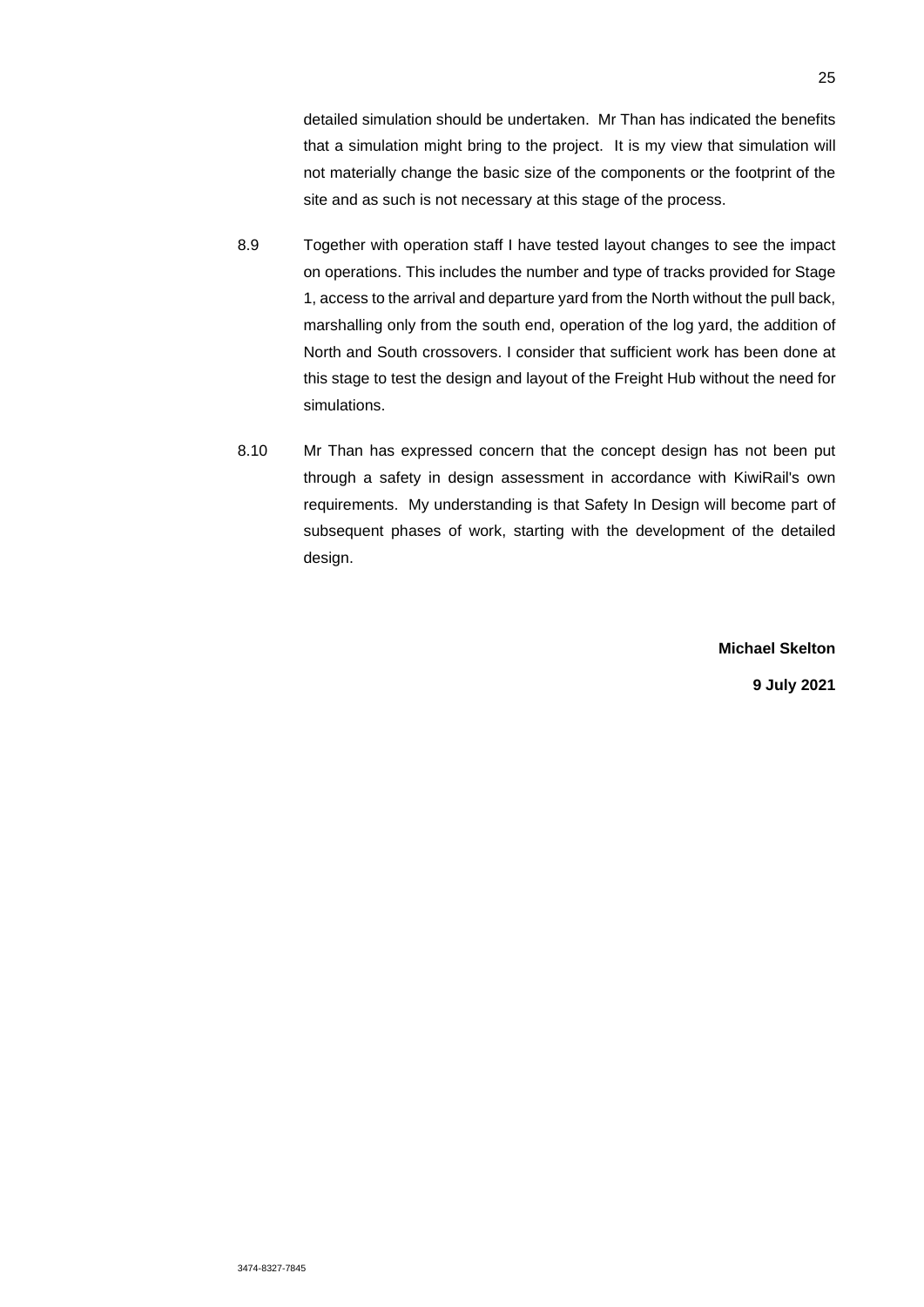detailed simulation should be undertaken. Mr Than has indicated the benefits that a simulation might bring to the project. It is my view that simulation will not materially change the basic size of the components or the footprint of the site and as such is not necessary at this stage of the process.

8.9 Together with operation staff I have tested layout changes to see the impact on operations. This includes the number and type of tracks provided for Stage 1, access to the arrival and departure yard from the North without the pull back, marshalling only from the south end, operation of the log yard, the addition of North and South crossovers. I consider that sufficient work has been done at this stage to test the design and layout of the Freight Hub without the need for simulations.

8.10 Mr Than has expressed concern that the concept design has not been put through a safety in design assessment in accordance with KiwiRail's own requirements. My understanding is that Safety In Design will become part of subsequent phases of work, starting with the development of the detailed design.

**Michael Skelton**

**9 July 2021**

3474-8327-7845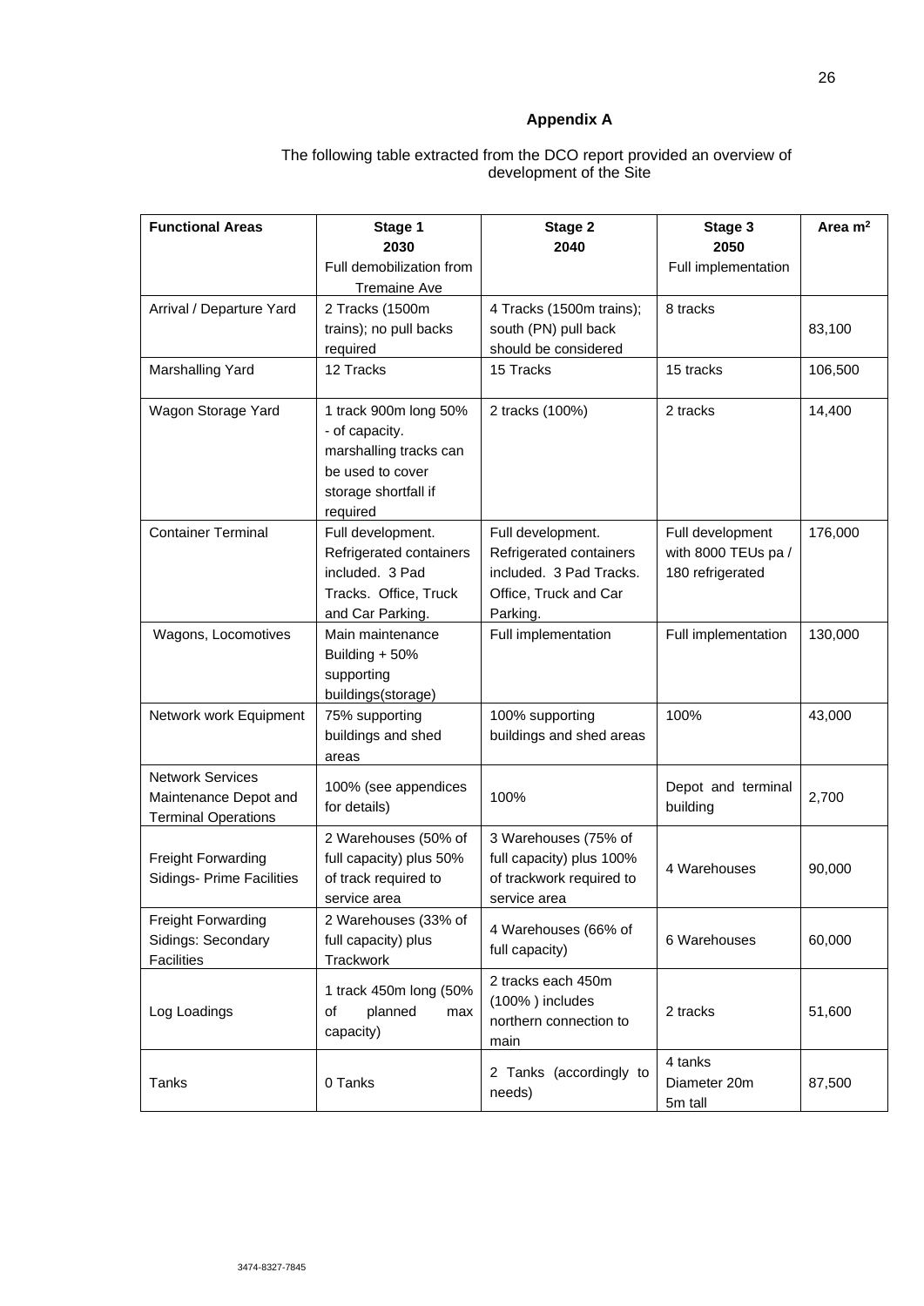## Appendix A

The following table extracted from the DCO report provided an overview of development of the Site

| Functional Areas | Stage 1 2030 Full demobilization from Tremaine Ave | Stage 2 2040 | Stage 3 2050 Full implementation | Area $m^2$ |
|---|---|---|---|---|
| Arrival / Departure Yard | 2 Tracks (1500m trains); no pull backs required | 4 Tracks (1500m trains); south (PN) pull back should be considered | 8 tracks | 83,100 |
| Marshalling Yard | 12 Tracks | 15 Tracks | 15 tracks | 106,500 |
| Wagon Storage Yard | 1 track 900m long 50% - of capacity. marshalling tracks can be used to cover storage shortfall if required | 2 tracks (100%) | 2 tracks | 14,400 |
| Container Terminal | Full development. Refrigerated containers included. 3 Pad Tracks. Office, Truck and Car Parking. | Full development. Refrigerated containers included. 3 Pad Tracks. Office, Truck and Car Parking. | Full development with 8000 TEUs pa / 180 refrigerated | 176,000 |
| Wagons, Locomotives | Main maintenance Building + 50% supporting buildings(storage) | Full implementation | Full implementation | 130,000 |
| Network work Equipment | 75% supporting buildings and shed areas | 100% supporting buildings and shed areas | 100% | 43,000 |
| Network Services Maintenance Depot and Terminal Operations | 100% (see appendices for details) | 100% | Depot and terminal building | 2,700 |
| Freight Forwarding Sidings- Prime Facilities | 2 Warehouses (50% of full capacity) plus 50% of track required to service area | 3 Warehouses (75% of full capacity) plus 100% of trackwork required to service area | 4 Warehouses | 90,000 |
| Freight Forwarding Sidings: Secondary Facilities | 2 Warehouses (33% of full capacity) plus Trackwork | 4 Warehouses (66% of full capacity) | 6 Warehouses | 60,000 |
| Log Loadings | 1 track 450m long (50% of planned max capacity) | 2 tracks each 450m (100% ) includes northern connection to main | 2 tracks | 51,600 |
| Tanks | 0 Tanks | 2 Tanks (accordingly to needs) | 4 tanks Diameter 20m 5m tall | 87,500 |

3474-8327-7845